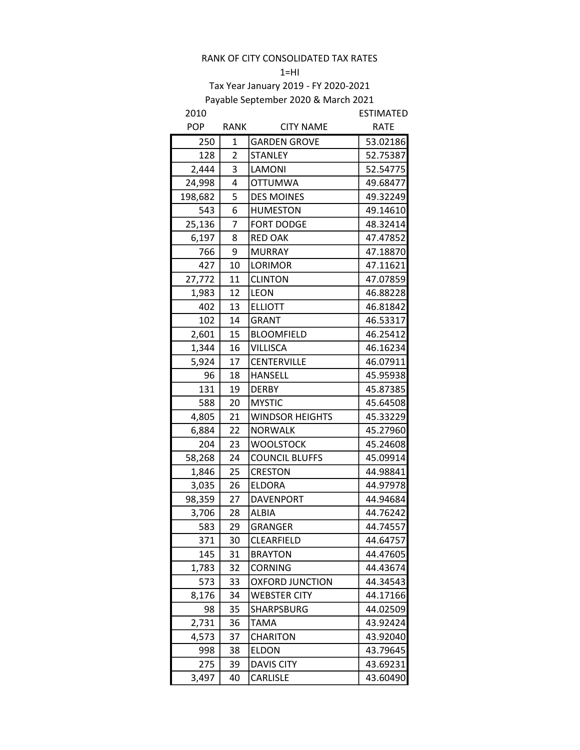RANK OF CITY CONSOLIDATED TAX RATES

1=HI

Tax Year January 2019 - FY 2020-2021

Payable September 2020 & March 2021

| 2010 POP | RANK | CITY NAME | ESTIMATED RATE |
|---|---|---|---|
| 250 | 1 | GARDEN GROVE | 53.02186 |
| 128 | 2 | STANLEY | 52.75387 |
| 2,444 | 3 | LAMONI | 52.54775 |
| 24,998 | 4 | OTTUMWA | 49.68477 |
| 198,682 | 5 | DES MOINES | 49.32249 |
| 543 | 6 | HUMESTON | 49.14610 |
| 25,136 | 7 | FORT DODGE | 48.32414 |
| 6,197 | 8 | RED OAK | 47.47852 |
| 766 | 9 | MURRAY | 47.18870 |
| 427 | 10 | LORIMOR | 47.11621 |
| 27,772 | 11 | CLINTON | 47.07859 |
| 1,983 | 12 | LEON | 46.88228 |
| 402 | 13 | ELLIOTT | 46.81842 |
| 102 | 14 | GRANT | 46.53317 |
| 2,601 | 15 | BLOOMFIELD | 46.25412 |
| 1,344 | 16 | VILLISCA | 46.16234 |
| 5,924 | 17 | CENTERVILLE | 46.07911 |
| 96 | 18 | HANSELL | 45.95938 |
| 131 | 19 | DERBY | 45.87385 |
| 588 | 20 | MYSTIC | 45.64508 |
| 4,805 | 21 | WINDSOR HEIGHTS | 45.33229 |
| 6,884 | 22 | NORWALK | 45.27960 |
| 204 | 23 | WOOLSTOCK | 45.24608 |
| 58,268 | 24 | COUNCIL BLUFFS | 45.09914 |
| 1,846 | 25 | CRESTON | 44.98841 |
| 3,035 | 26 | ELDORA | 44.97978 |
| 98,359 | 27 | DAVENPORT | 44.94684 |
| 3,706 | 28 | ALBIA | 44.76242 |
| 583 | 29 | GRANGER | 44.74557 |
| 371 | 30 | CLEARFIELD | 44.64757 |
| 145 | 31 | BRAYTON | 44.47605 |
| 1,783 | 32 | CORNING | 44.43674 |
| 573 | 33 | OXFORD JUNCTION | 44.34543 |
| 8,176 | 34 | WEBSTER CITY | 44.17166 |
| 98 | 35 | SHARPSBURG | 44.02509 |
| 2,731 | 36 | TAMA | 43.92424 |
| 4,573 | 37 | CHARITON | 43.92040 |
| 998 | 38 | ELDON | 43.79645 |
| 275 | 39 | DAVIS CITY | 43.69231 |
| 3,497 | 40 | CARLISLE | 43.60490 |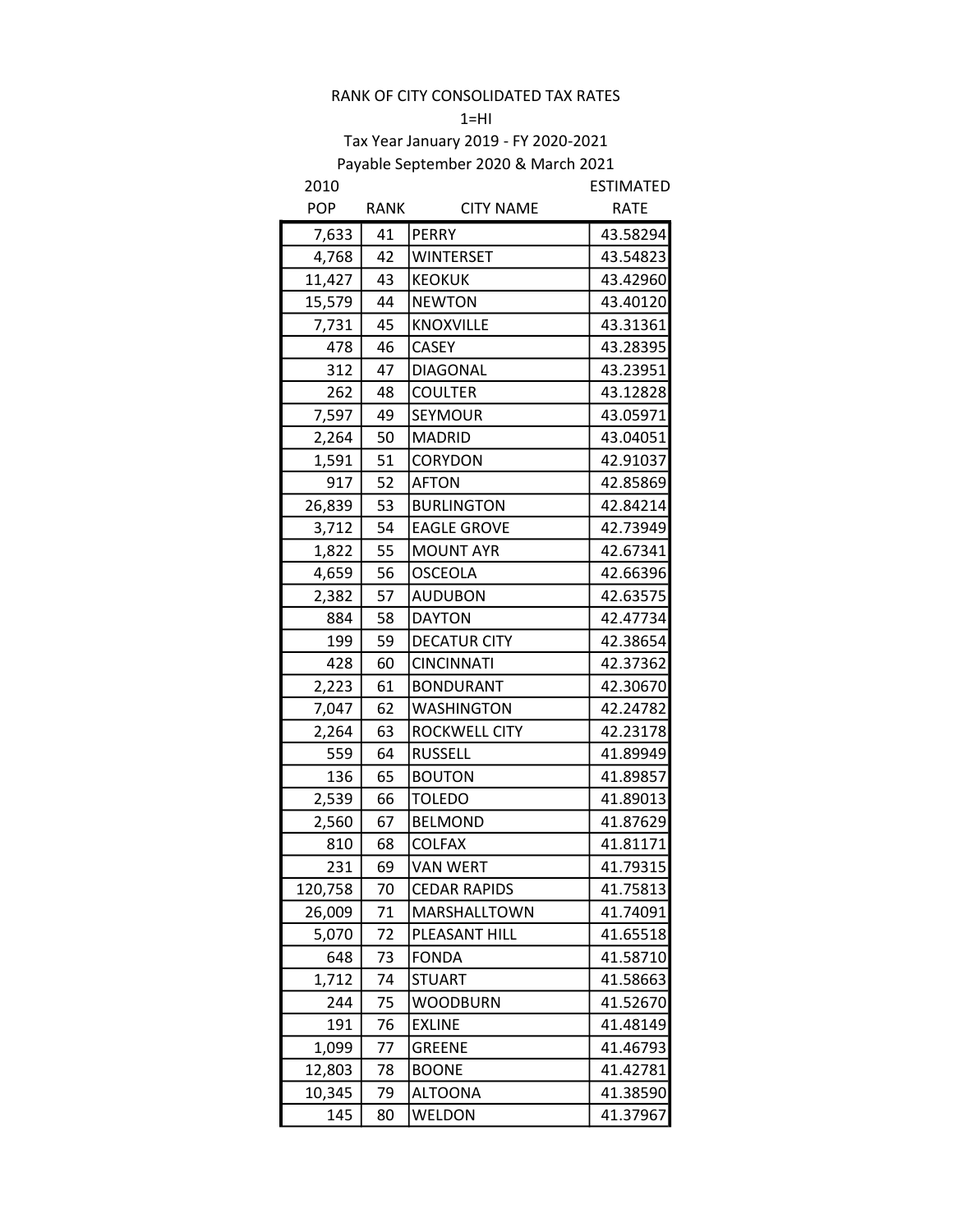RANK OF CITY CONSOLIDATED TAX RATES

1=HI

Tax Year January 2019 - FY 2020-2021

Payable September 2020 & March 2021

| 2010 POP | RANK | CITY NAME | ESTIMATED RATE |
|---|---|---|---|
| 7,633 | 41 | PERRY | 43.58294 |
| 4,768 | 42 | WINTERSET | 43.54823 |
| 11,427 | 43 | KEOKUK | 43.42960 |
| 15,579 | 44 | NEWTON | 43.40120 |
| 7,731 | 45 | KNOXVILLE | 43.31361 |
| 478 | 46 | CASEY | 43.28395 |
| 312 | 47 | DIAGONAL | 43.23951 |
| 262 | 48 | COULTER | 43.12828 |
| 7,597 | 49 | SEYMOUR | 43.05971 |
| 2,264 | 50 | MADRID | 43.04051 |
| 1,591 | 51 | CORYDON | 42.91037 |
| 917 | 52 | AFTON | 42.85869 |
| 26,839 | 53 | BURLINGTON | 42.84214 |
| 3,712 | 54 | EAGLE GROVE | 42.73949 |
| 1,822 | 55 | MOUNT AYR | 42.67341 |
| 4,659 | 56 | OSCEOLA | 42.66396 |
| 2,382 | 57 | AUDUBON | 42.63575 |
| 884 | 58 | DAYTON | 42.47734 |
| 199 | 59 | DECATUR CITY | 42.38654 |
| 428 | 60 | CINCINNATI | 42.37362 |
| 2,223 | 61 | BONDURANT | 42.30670 |
| 7,047 | 62 | WASHINGTON | 42.24782 |
| 2,264 | 63 | ROCKWELL CITY | 42.23178 |
| 559 | 64 | RUSSELL | 41.89949 |
| 136 | 65 | BOUTON | 41.89857 |
| 2,539 | 66 | TOLEDO | 41.89013 |
| 2,560 | 67 | BELMOND | 41.87629 |
| 810 | 68 | COLFAX | 41.81171 |
| 231 | 69 | VAN WERT | 41.79315 |
| 120,758 | 70 | CEDAR RAPIDS | 41.75813 |
| 26,009 | 71 | MARSHALLTOWN | 41.74091 |
| 5,070 | 72 | PLEASANT HILL | 41.65518 |
| 648 | 73 | FONDA | 41.58710 |
| 1,712 | 74 | STUART | 41.58663 |
| 244 | 75 | WOODBURN | 41.52670 |
| 191 | 76 | EXLINE | 41.48149 |
| 1,099 | 77 | GREENE | 41.46793 |
| 12,803 | 78 | BOONE | 41.42781 |
| 10,345 | 79 | ALTOONA | 41.38590 |
| 145 | 80 | WELDON | 41.37967 |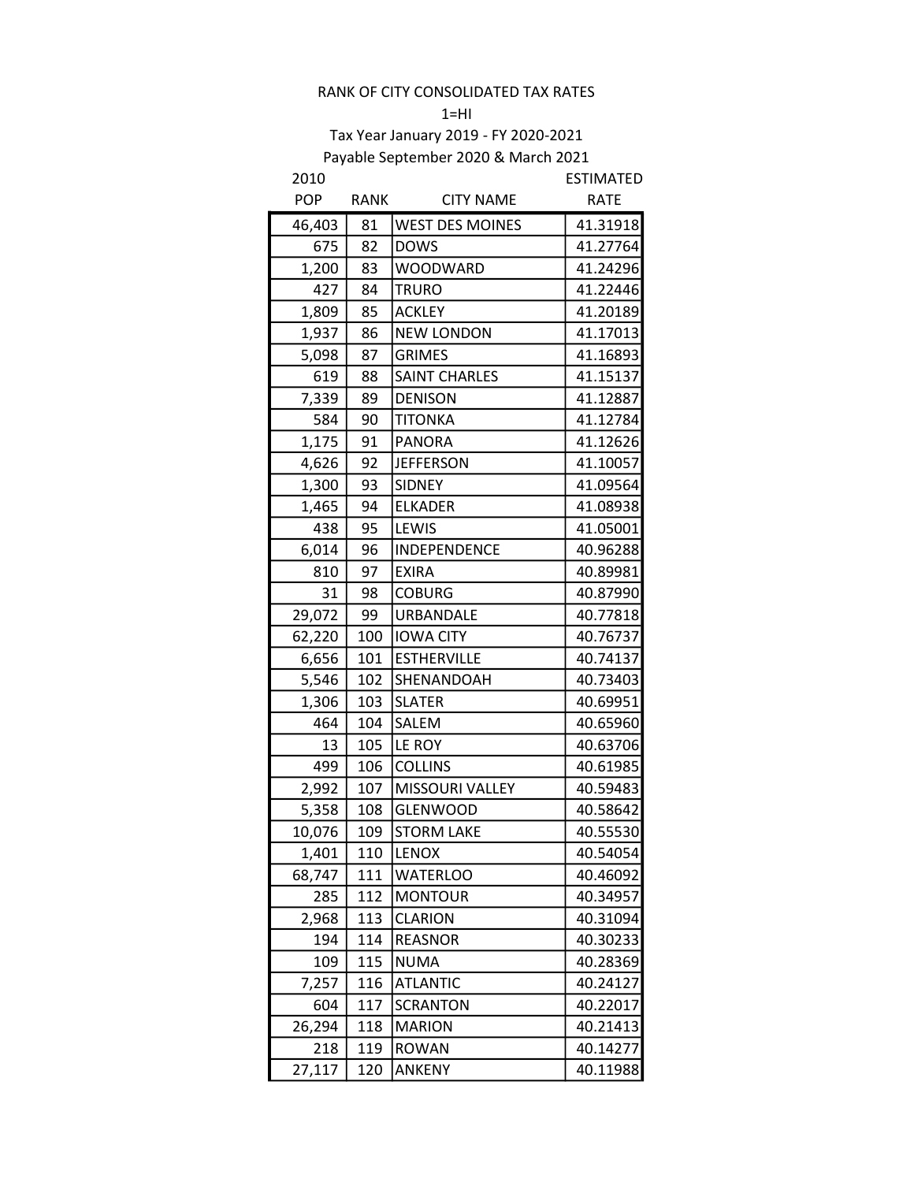RANK OF CITY CONSOLIDATED TAX RATES

1=HI

Tax Year January 2019 - FY 2020-2021

Payable September 2020 & March 2021

| 2010 POP | RANK | CITY NAME | ESTIMATED RATE |
|---|---|---|---|
| 46,403 | 81 | WEST DES MOINES | 41.31918 |
| 675 | 82 | DOWS | 41.27764 |
| 1,200 | 83 | WOODWARD | 41.24296 |
| 427 | 84 | TRURO | 41.22446 |
| 1,809 | 85 | ACKLEY | 41.20189 |
| 1,937 | 86 | NEW LONDON | 41.17013 |
| 5,098 | 87 | GRIMES | 41.16893 |
| 619 | 88 | SAINT CHARLES | 41.15137 |
| 7,339 | 89 | DENISON | 41.12887 |
| 584 | 90 | TITONKA | 41.12784 |
| 1,175 | 91 | PANORA | 41.12626 |
| 4,626 | 92 | JEFFERSON | 41.10057 |
| 1,300 | 93 | SIDNEY | 41.09564 |
| 1,465 | 94 | ELKADER | 41.08938 |
| 438 | 95 | LEWIS | 41.05001 |
| 6,014 | 96 | INDEPENDENCE | 40.96288 |
| 810 | 97 | EXIRA | 40.89981 |
| 31 | 98 | COBURG | 40.87990 |
| 29,072 | 99 | URBANDALE | 40.77818 |
| 62,220 | 100 | IOWA CITY | 40.76737 |
| 6,656 | 101 | ESTHERVILLE | 40.74137 |
| 5,546 | 102 | SHENANDOAH | 40.73403 |
| 1,306 | 103 | SLATER | 40.69951 |
| 464 | 104 | SALEM | 40.65960 |
| 13 | 105 | LE ROY | 40.63706 |
| 499 | 106 | COLLINS | 40.61985 |
| 2,992 | 107 | MISSOURI VALLEY | 40.59483 |
| 5,358 | 108 | GLENWOOD | 40.58642 |
| 10,076 | 109 | STORM LAKE | 40.55530 |
| 1,401 | 110 | LENOX | 40.54054 |
| 68,747 | 111 | WATERLOO | 40.46092 |
| 285 | 112 | MONTOUR | 40.34957 |
| 2,968 | 113 | CLARION | 40.31094 |
| 194 | 114 | REASNOR | 40.30233 |
| 109 | 115 | NUMA | 40.28369 |
| 7,257 | 116 | ATLANTIC | 40.24127 |
| 604 | 117 | SCRANTON | 40.22017 |
| 26,294 | 118 | MARION | 40.21413 |
| 218 | 119 | ROWAN | 40.14277 |
| 27,117 | 120 | ANKENY | 40.11988 |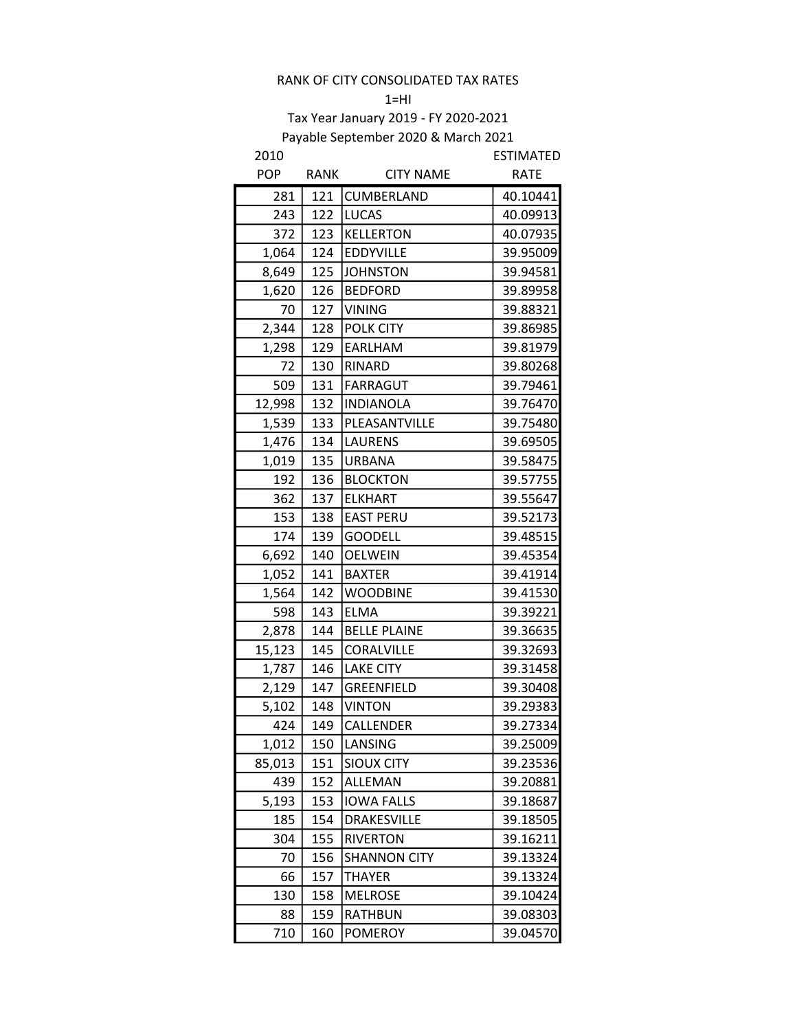RANK OF CITY CONSOLIDATED TAX RATES

1=HI

Tax Year January 2019 - FY 2020-2021

Payable September 2020 & March 2021

| 2010 POP | RANK | CITY NAME | ESTIMATED RATE |
|---|---|---|---|
| 281 | 121 | CUMBERLAND | 40.10441 |
| 243 | 122 | LUCAS | 40.09913 |
| 372 | 123 | KELLERTON | 40.07935 |
| 1,064 | 124 | EDDYVILLE | 39.95009 |
| 8,649 | 125 | JOHNSTON | 39.94581 |
| 1,620 | 126 | BEDFORD | 39.89958 |
| 70 | 127 | VINING | 39.88321 |
| 2,344 | 128 | POLK CITY | 39.86985 |
| 1,298 | 129 | EARLHAM | 39.81979 |
| 72 | 130 | RINARD | 39.80268 |
| 509 | 131 | FARRAGUT | 39.79461 |
| 12,998 | 132 | INDIANOLA | 39.76470 |
| 1,539 | 133 | PLEASANTVILLE | 39.75480 |
| 1,476 | 134 | LAURENS | 39.69505 |
| 1,019 | 135 | URBANA | 39.58475 |
| 192 | 136 | BLOCKTON | 39.57755 |
| 362 | 137 | ELKHART | 39.55647 |
| 153 | 138 | EAST PERU | 39.52173 |
| 174 | 139 | GOODELL | 39.48515 |
| 6,692 | 140 | OELWEIN | 39.45354 |
| 1,052 | 141 | BAXTER | 39.41914 |
| 1,564 | 142 | WOODBINE | 39.41530 |
| 598 | 143 | ELMA | 39.39221 |
| 2,878 | 144 | BELLE PLAINE | 39.36635 |
| 15,123 | 145 | CORALVILLE | 39.32693 |
| 1,787 | 146 | LAKE CITY | 39.31458 |
| 2,129 | 147 | GREENFIELD | 39.30408 |
| 5,102 | 148 | VINTON | 39.29383 |
| 424 | 149 | CALLENDER | 39.27334 |
| 1,012 | 150 | LANSING | 39.25009 |
| 85,013 | 151 | SIOUX CITY | 39.23536 |
| 439 | 152 | ALLEMAN | 39.20881 |
| 5,193 | 153 | IOWA FALLS | 39.18687 |
| 185 | 154 | DRAKESVILLE | 39.18505 |
| 304 | 155 | RIVERTON | 39.16211 |
| 70 | 156 | SHANNON CITY | 39.13324 |
| 66 | 157 | THAYER | 39.13324 |
| 130 | 158 | MELROSE | 39.10424 |
| 88 | 159 | RATHBUN | 39.08303 |
| 710 | 160 | POMEROY | 39.04570 |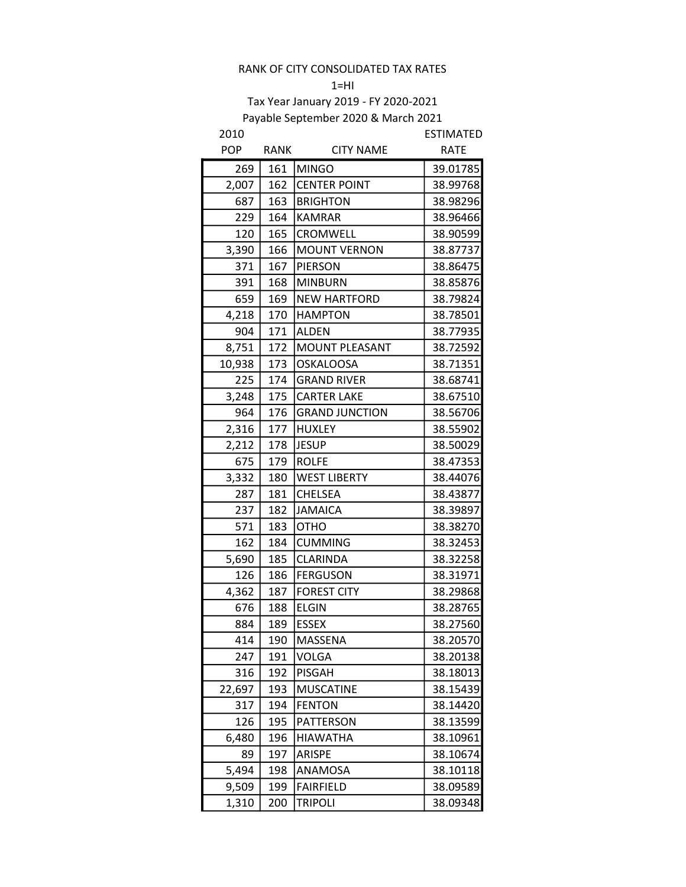RANK OF CITY CONSOLIDATED TAX RATES

1=HI

Tax Year January 2019 - FY 2020-2021

Payable September 2020 & March 2021

| 2010 POP | RANK | CITY NAME | ESTIMATED RATE |
|---|---|---|---|
| 269 | 161 | MINGO | 39.01785 |
| 2,007 | 162 | CENTER POINT | 38.99768 |
| 687 | 163 | BRIGHTON | 38.98296 |
| 229 | 164 | KAMRAR | 38.96466 |
| 120 | 165 | CROMWELL | 38.90599 |
| 3,390 | 166 | MOUNT VERNON | 38.87737 |
| 371 | 167 | PIERSON | 38.86475 |
| 391 | 168 | MINBURN | 38.85876 |
| 659 | 169 | NEW HARTFORD | 38.79824 |
| 4,218 | 170 | HAMPTON | 38.78501 |
| 904 | 171 | ALDEN | 38.77935 |
| 8,751 | 172 | MOUNT PLEASANT | 38.72592 |
| 10,938 | 173 | OSKALOOSA | 38.71351 |
| 225 | 174 | GRAND RIVER | 38.68741 |
| 3,248 | 175 | CARTER LAKE | 38.67510 |
| 964 | 176 | GRAND JUNCTION | 38.56706 |
| 2,316 | 177 | HUXLEY | 38.55902 |
| 2,212 | 178 | JESUP | 38.50029 |
| 675 | 179 | ROLFE | 38.47353 |
| 3,332 | 180 | WEST LIBERTY | 38.44076 |
| 287 | 181 | CHELSEA | 38.43877 |
| 237 | 182 | JAMAICA | 38.39897 |
| 571 | 183 | OTHO | 38.38270 |
| 162 | 184 | CUMMING | 38.32453 |
| 5,690 | 185 | CLARINDA | 38.32258 |
| 126 | 186 | FERGUSON | 38.31971 |
| 4,362 | 187 | FOREST CITY | 38.29868 |
| 676 | 188 | ELGIN | 38.28765 |
| 884 | 189 | ESSEX | 38.27560 |
| 414 | 190 | MASSENA | 38.20570 |
| 247 | 191 | VOLGA | 38.20138 |
| 316 | 192 | PISGAH | 38.18013 |
| 22,697 | 193 | MUSCATINE | 38.15439 |
| 317 | 194 | FENTON | 38.14420 |
| 126 | 195 | PATTERSON | 38.13599 |
| 6,480 | 196 | HIAWATHA | 38.10961 |
| 89 | 197 | ARISPE | 38.10674 |
| 5,494 | 198 | ANAMOSA | 38.10118 |
| 9,509 | 199 | FAIRFIELD | 38.09589 |
| 1,310 | 200 | TRIPOLI | 38.09348 |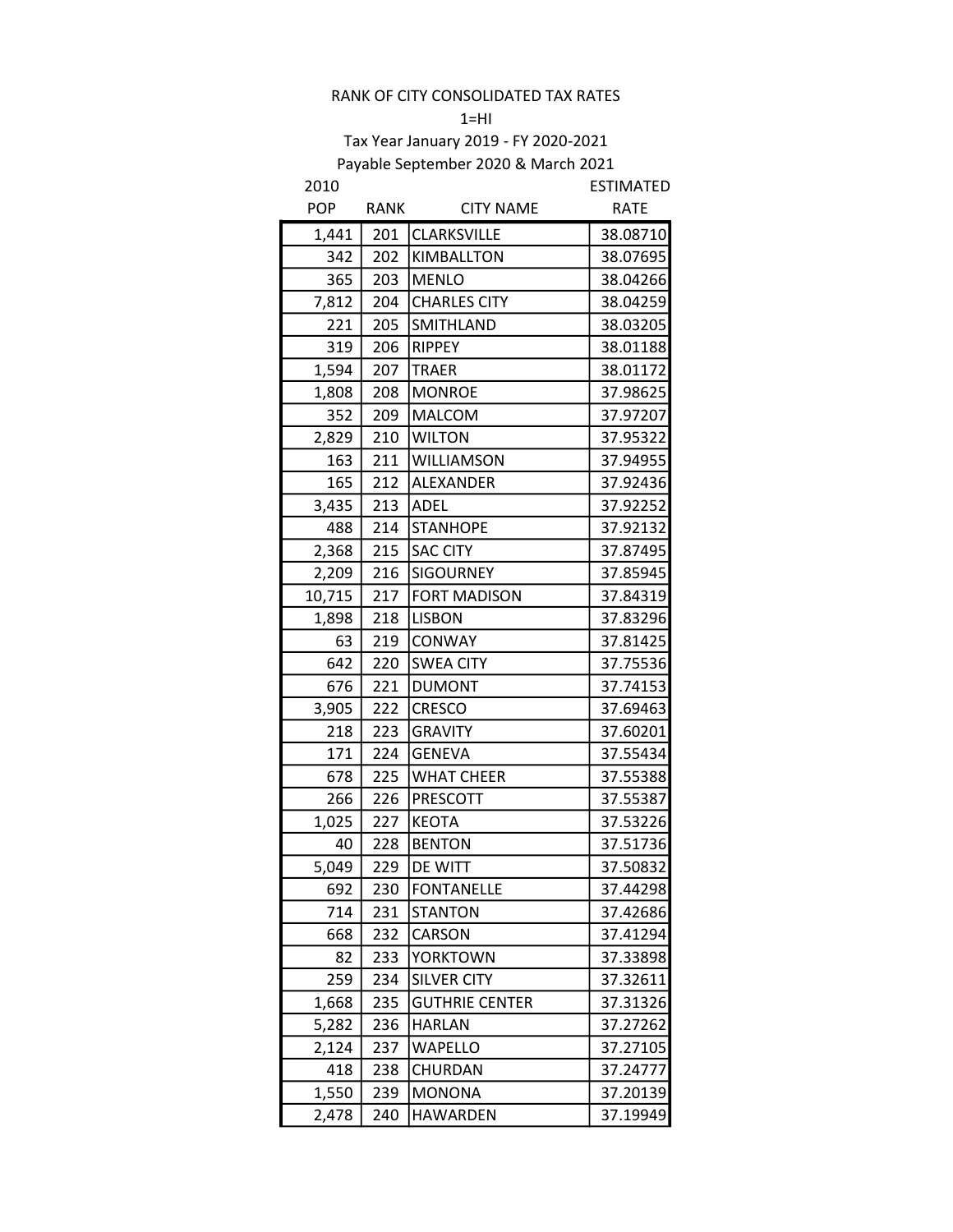RANK OF CITY CONSOLIDATED TAX RATES

1=HI

Tax Year January 2019 - FY 2020-2021

Payable September 2020 & March 2021

| 2010 POP | RANK | CITY NAME | ESTIMATED RATE |
|---|---|---|---|
| 1,441 | 201 | CLARKSVILLE | 38.08710 |
| 342 | 202 | KIMBALLTON | 38.07695 |
| 365 | 203 | MENLO | 38.04266 |
| 7,812 | 204 | CHARLES CITY | 38.04259 |
| 221 | 205 | SMITHLAND | 38.03205 |
| 319 | 206 | RIPPEY | 38.01188 |
| 1,594 | 207 | TRAER | 38.01172 |
| 1,808 | 208 | MONROE | 37.98625 |
| 352 | 209 | MALCOM | 37.97207 |
| 2,829 | 210 | WILTON | 37.95322 |
| 163 | 211 | WILLIAMSON | 37.94955 |
| 165 | 212 | ALEXANDER | 37.92436 |
| 3,435 | 213 | ADEL | 37.92252 |
| 488 | 214 | STANHOPE | 37.92132 |
| 2,368 | 215 | SAC CITY | 37.87495 |
| 2,209 | 216 | SIGOURNEY | 37.85945 |
| 10,715 | 217 | FORT MADISON | 37.84319 |
| 1,898 | 218 | LISBON | 37.83296 |
| 63 | 219 | CONWAY | 37.81425 |
| 642 | 220 | SWEA CITY | 37.75536 |
| 676 | 221 | DUMONT | 37.74153 |
| 3,905 | 222 | CRESCO | 37.69463 |
| 218 | 223 | GRAVITY | 37.60201 |
| 171 | 224 | GENEVA | 37.55434 |
| 678 | 225 | WHAT CHEER | 37.55388 |
| 266 | 226 | PRESCOTT | 37.55387 |
| 1,025 | 227 | KEOTA | 37.53226 |
| 40 | 228 | BENTON | 37.51736 |
| 5,049 | 229 | DE WITT | 37.50832 |
| 692 | 230 | FONTANELLE | 37.44298 |
| 714 | 231 | STANTON | 37.42686 |
| 668 | 232 | CARSON | 37.41294 |
| 82 | 233 | YORKTOWN | 37.33898 |
| 259 | 234 | SILVER CITY | 37.32611 |
| 1,668 | 235 | GUTHRIE CENTER | 37.31326 |
| 5,282 | 236 | HARLAN | 37.27262 |
| 2,124 | 237 | WAPELLO | 37.27105 |
| 418 | 238 | CHURDAN | 37.24777 |
| 1,550 | 239 | MONONA | 37.20139 |
| 2,478 | 240 | HAWARDEN | 37.19949 |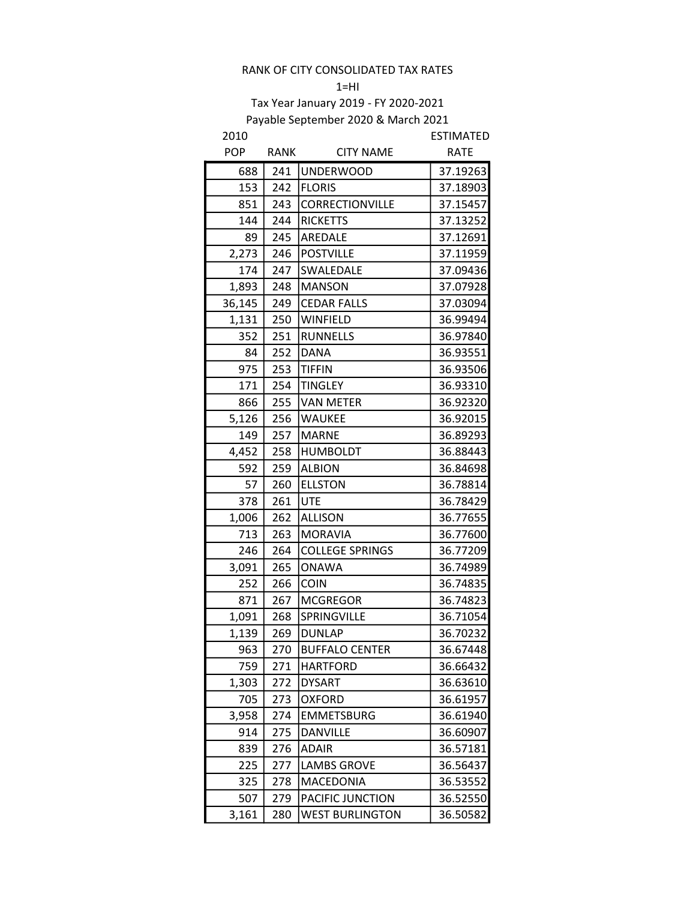RANK OF CITY CONSOLIDATED TAX RATES

1=HI

Tax Year January 2019 - FY 2020-2021

Payable September 2020 & March 2021

| 2010 POP | RANK | CITY NAME | ESTIMATED RATE |
|---|---|---|---|
| 688 | 241 | UNDERWOOD | 37.19263 |
| 153 | 242 | FLORIS | 37.18903 |
| 851 | 243 | CORRECTIONVILLE | 37.15457 |
| 144 | 244 | RICKETTS | 37.13252 |
| 89 | 245 | AREDALE | 37.12691 |
| 2,273 | 246 | POSTVILLE | 37.11959 |
| 174 | 247 | SWALEDALE | 37.09436 |
| 1,893 | 248 | MANSON | 37.07928 |
| 36,145 | 249 | CEDAR FALLS | 37.03094 |
| 1,131 | 250 | WINFIELD | 36.99494 |
| 352 | 251 | RUNNELLS | 36.97840 |
| 84 | 252 | DANA | 36.93551 |
| 975 | 253 | TIFFIN | 36.93506 |
| 171 | 254 | TINGLEY | 36.93310 |
| 866 | 255 | VAN METER | 36.92320 |
| 5,126 | 256 | WAUKEE | 36.92015 |
| 149 | 257 | MARNE | 36.89293 |
| 4,452 | 258 | HUMBOLDT | 36.88443 |
| 592 | 259 | ALBION | 36.84698 |
| 57 | 260 | ELLSTON | 36.78814 |
| 378 | 261 | UTE | 36.78429 |
| 1,006 | 262 | ALLISON | 36.77655 |
| 713 | 263 | MORAVIA | 36.77600 |
| 246 | 264 | COLLEGE SPRINGS | 36.77209 |
| 3,091 | 265 | ONAWA | 36.74989 |
| 252 | 266 | COIN | 36.74835 |
| 871 | 267 | MCGREGOR | 36.74823 |
| 1,091 | 268 | SPRINGVILLE | 36.71054 |
| 1,139 | 269 | DUNLAP | 36.70232 |
| 963 | 270 | BUFFALO CENTER | 36.67448 |
| 759 | 271 | HARTFORD | 36.66432 |
| 1,303 | 272 | DYSART | 36.63610 |
| 705 | 273 | OXFORD | 36.61957 |
| 3,958 | 274 | EMMETSBURG | 36.61940 |
| 914 | 275 | DANVILLE | 36.60907 |
| 839 | 276 | ADAIR | 36.57181 |
| 225 | 277 | LAMBS GROVE | 36.56437 |
| 325 | 278 | MACEDONIA | 36.53552 |
| 507 | 279 | PACIFIC JUNCTION | 36.52550 |
| 3,161 | 280 | WEST BURLINGTON | 36.50582 |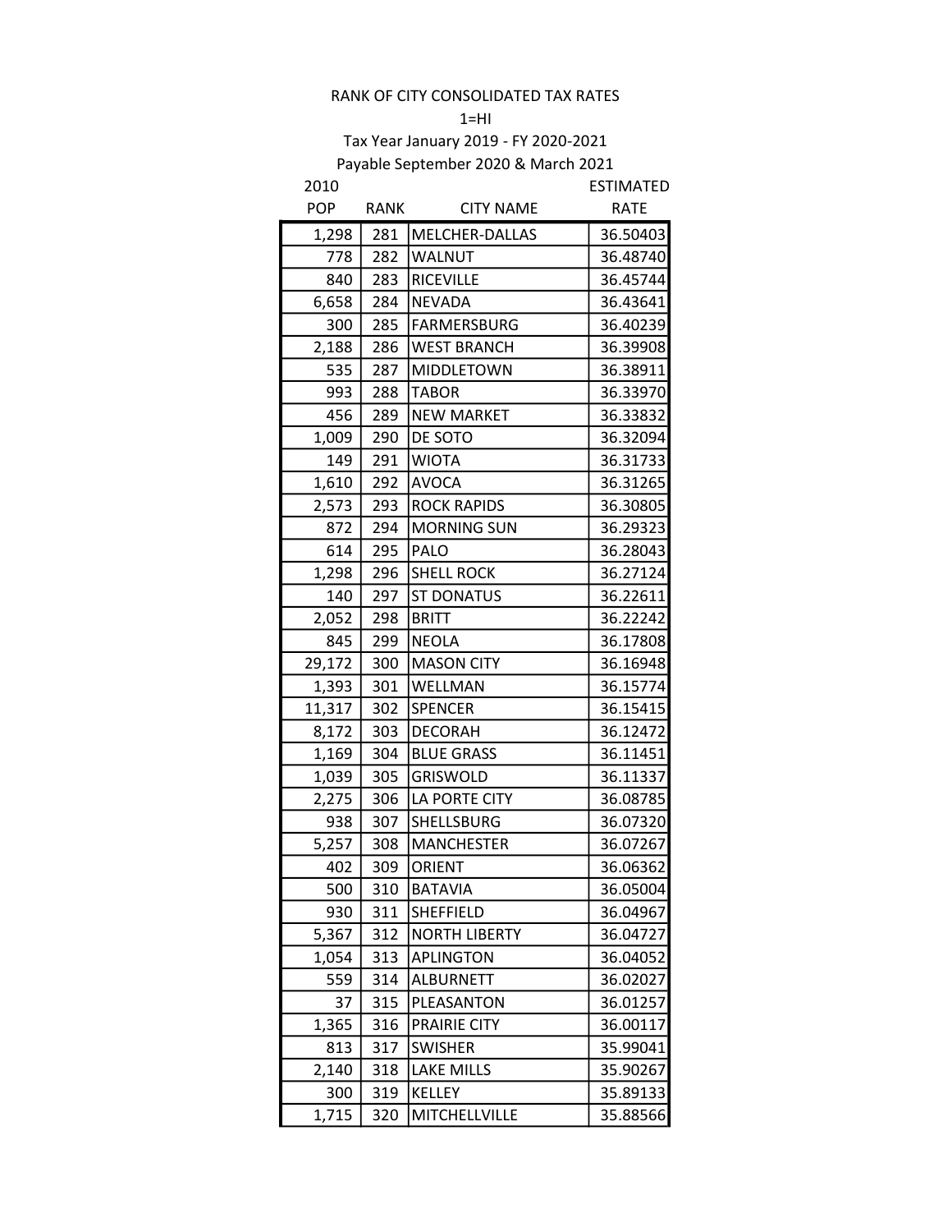RANK OF CITY CONSOLIDATED TAX RATES

1=HI

Tax Year January 2019 - FY 2020-2021

Payable September 2020 & March 2021

| 2010 POP | RANK | CITY NAME | ESTIMATED RATE |
|---|---|---|---|
| 1,298 | 281 | MELCHER-DALLAS | 36.50403 |
| 778 | 282 | WALNUT | 36.48740 |
| 840 | 283 | RICEVILLE | 36.45744 |
| 6,658 | 284 | NEVADA | 36.43641 |
| 300 | 285 | FARMERSBURG | 36.40239 |
| 2,188 | 286 | WEST BRANCH | 36.39908 |
| 535 | 287 | MIDDLETOWN | 36.38911 |
| 993 | 288 | TABOR | 36.33970 |
| 456 | 289 | NEW MARKET | 36.33832 |
| 1,009 | 290 | DE SOTO | 36.32094 |
| 149 | 291 | WIOTA | 36.31733 |
| 1,610 | 292 | AVOCA | 36.31265 |
| 2,573 | 293 | ROCK RAPIDS | 36.30805 |
| 872 | 294 | MORNING SUN | 36.29323 |
| 614 | 295 | PALO | 36.28043 |
| 1,298 | 296 | SHELL ROCK | 36.27124 |
| 140 | 297 | ST DONATUS | 36.22611 |
| 2,052 | 298 | BRITT | 36.22242 |
| 845 | 299 | NEOLA | 36.17808 |
| 29,172 | 300 | MASON CITY | 36.16948 |
| 1,393 | 301 | WELLMAN | 36.15774 |
| 11,317 | 302 | SPENCER | 36.15415 |
| 8,172 | 303 | DECORAH | 36.12472 |
| 1,169 | 304 | BLUE GRASS | 36.11451 |
| 1,039 | 305 | GRISWOLD | 36.11337 |
| 2,275 | 306 | LA PORTE CITY | 36.08785 |
| 938 | 307 | SHELLSBURG | 36.07320 |
| 5,257 | 308 | MANCHESTER | 36.07267 |
| 402 | 309 | ORIENT | 36.06362 |
| 500 | 310 | BATAVIA | 36.05004 |
| 930 | 311 | SHEFFIELD | 36.04967 |
| 5,367 | 312 | NORTH LIBERTY | 36.04727 |
| 1,054 | 313 | APLINGTON | 36.04052 |
| 559 | 314 | ALBURNETT | 36.02027 |
| 37 | 315 | PLEASANTON | 36.01257 |
| 1,365 | 316 | PRAIRIE CITY | 36.00117 |
| 813 | 317 | SWISHER | 35.99041 |
| 2,140 | 318 | LAKE MILLS | 35.90267 |
| 300 | 319 | KELLEY | 35.89133 |
| 1,715 | 320 | MITCHELLVILLE | 35.88566 |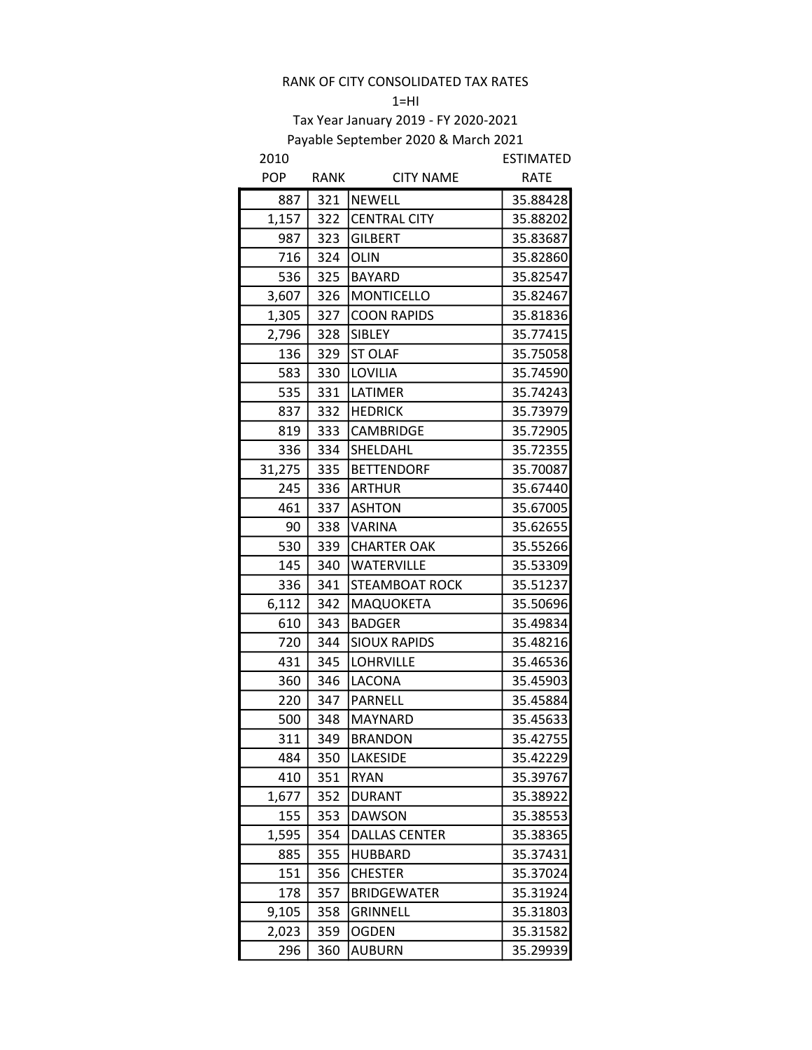RANK OF CITY CONSOLIDATED TAX RATES

1=HI

Tax Year January 2019 - FY 2020-2021

Payable September 2020 & March 2021

| 2010 POP | RANK | CITY NAME | ESTIMATED RATE |
|---|---|---|---|
| 887 | 321 | NEWELL | 35.88428 |
| 1,157 | 322 | CENTRAL CITY | 35.88202 |
| 987 | 323 | GILBERT | 35.83687 |
| 716 | 324 | OLIN | 35.82860 |
| 536 | 325 | BAYARD | 35.82547 |
| 3,607 | 326 | MONTICELLO | 35.82467 |
| 1,305 | 327 | COON RAPIDS | 35.81836 |
| 2,796 | 328 | SIBLEY | 35.77415 |
| 136 | 329 | ST OLAF | 35.75058 |
| 583 | 330 | LOVILIA | 35.74590 |
| 535 | 331 | LATIMER | 35.74243 |
| 837 | 332 | HEDRICK | 35.73979 |
| 819 | 333 | CAMBRIDGE | 35.72905 |
| 336 | 334 | SHELDAHL | 35.72355 |
| 31,275 | 335 | BETTENDORF | 35.70087 |
| 245 | 336 | ARTHUR | 35.67440 |
| 461 | 337 | ASHTON | 35.67005 |
| 90 | 338 | VARINA | 35.62655 |
| 530 | 339 | CHARTER OAK | 35.55266 |
| 145 | 340 | WATERVILLE | 35.53309 |
| 336 | 341 | STEAMBOAT ROCK | 35.51237 |
| 6,112 | 342 | MAQUOKETA | 35.50696 |
| 610 | 343 | BADGER | 35.49834 |
| 720 | 344 | SIOUX RAPIDS | 35.48216 |
| 431 | 345 | LOHRVILLE | 35.46536 |
| 360 | 346 | LACONA | 35.45903 |
| 220 | 347 | PARNELL | 35.45884 |
| 500 | 348 | MAYNARD | 35.45633 |
| 311 | 349 | BRANDON | 35.42755 |
| 484 | 350 | LAKESIDE | 35.42229 |
| 410 | 351 | RYAN | 35.39767 |
| 1,677 | 352 | DURANT | 35.38922 |
| 155 | 353 | DAWSON | 35.38553 |
| 1,595 | 354 | DALLAS CENTER | 35.38365 |
| 885 | 355 | HUBBARD | 35.37431 |
| 151 | 356 | CHESTER | 35.37024 |
| 178 | 357 | BRIDGEWATER | 35.31924 |
| 9,105 | 358 | GRINNELL | 35.31803 |
| 2,023 | 359 | OGDEN | 35.31582 |
| 296 | 360 | AUBURN | 35.29939 |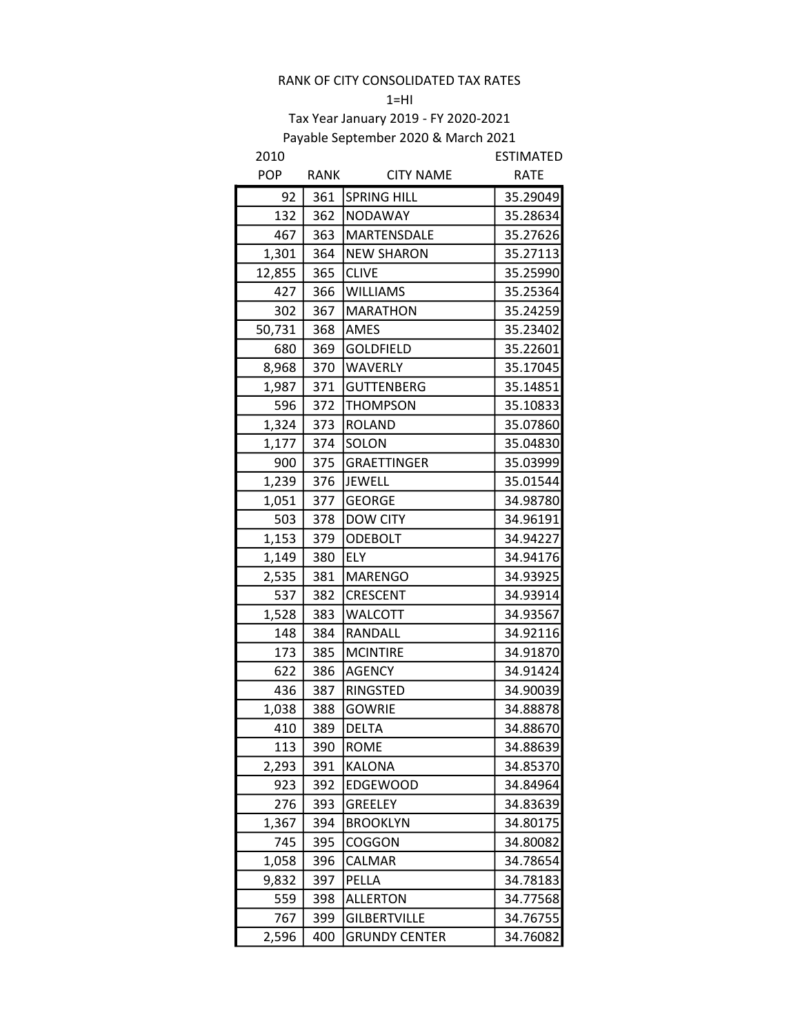RANK OF CITY CONSOLIDATED TAX RATES

1=HI

Tax Year January 2019 - FY 2020-2021

Payable September 2020 & March 2021

| 2010 POP | RANK | CITY NAME | ESTIMATED RATE |
|---|---|---|---|
| 92 | 361 | SPRING HILL | 35.29049 |
| 132 | 362 | NODAWAY | 35.28634 |
| 467 | 363 | MARTENSDALE | 35.27626 |
| 1,301 | 364 | NEW SHARON | 35.27113 |
| 12,855 | 365 | CLIVE | 35.25990 |
| 427 | 366 | WILLIAMS | 35.25364 |
| 302 | 367 | MARATHON | 35.24259 |
| 50,731 | 368 | AMES | 35.23402 |
| 680 | 369 | GOLDFIELD | 35.22601 |
| 8,968 | 370 | WAVERLY | 35.17045 |
| 1,987 | 371 | GUTTENBERG | 35.14851 |
| 596 | 372 | THOMPSON | 35.10833 |
| 1,324 | 373 | ROLAND | 35.07860 |
| 1,177 | 374 | SOLON | 35.04830 |
| 900 | 375 | GRAETTINGER | 35.03999 |
| 1,239 | 376 | JEWELL | 35.01544 |
| 1,051 | 377 | GEORGE | 34.98780 |
| 503 | 378 | DOW CITY | 34.96191 |
| 1,153 | 379 | ODEBOLT | 34.94227 |
| 1,149 | 380 | ELY | 34.94176 |
| 2,535 | 381 | MARENGO | 34.93925 |
| 537 | 382 | CRESCENT | 34.93914 |
| 1,528 | 383 | WALCOTT | 34.93567 |
| 148 | 384 | RANDALL | 34.92116 |
| 173 | 385 | MCINTIRE | 34.91870 |
| 622 | 386 | AGENCY | 34.91424 |
| 436 | 387 | RINGSTED | 34.90039 |
| 1,038 | 388 | GOWRIE | 34.88878 |
| 410 | 389 | DELTA | 34.88670 |
| 113 | 390 | ROME | 34.88639 |
| 2,293 | 391 | KALONA | 34.85370 |
| 923 | 392 | EDGEWOOD | 34.84964 |
| 276 | 393 | GREELEY | 34.83639 |
| 1,367 | 394 | BROOKLYN | 34.80175 |
| 745 | 395 | COGGON | 34.80082 |
| 1,058 | 396 | CALMAR | 34.78654 |
| 9,832 | 397 | PELLA | 34.78183 |
| 559 | 398 | ALLERTON | 34.77568 |
| 767 | 399 | GILBERTVILLE | 34.76755 |
| 2,596 | 400 | GRUNDY CENTER | 34.76082 |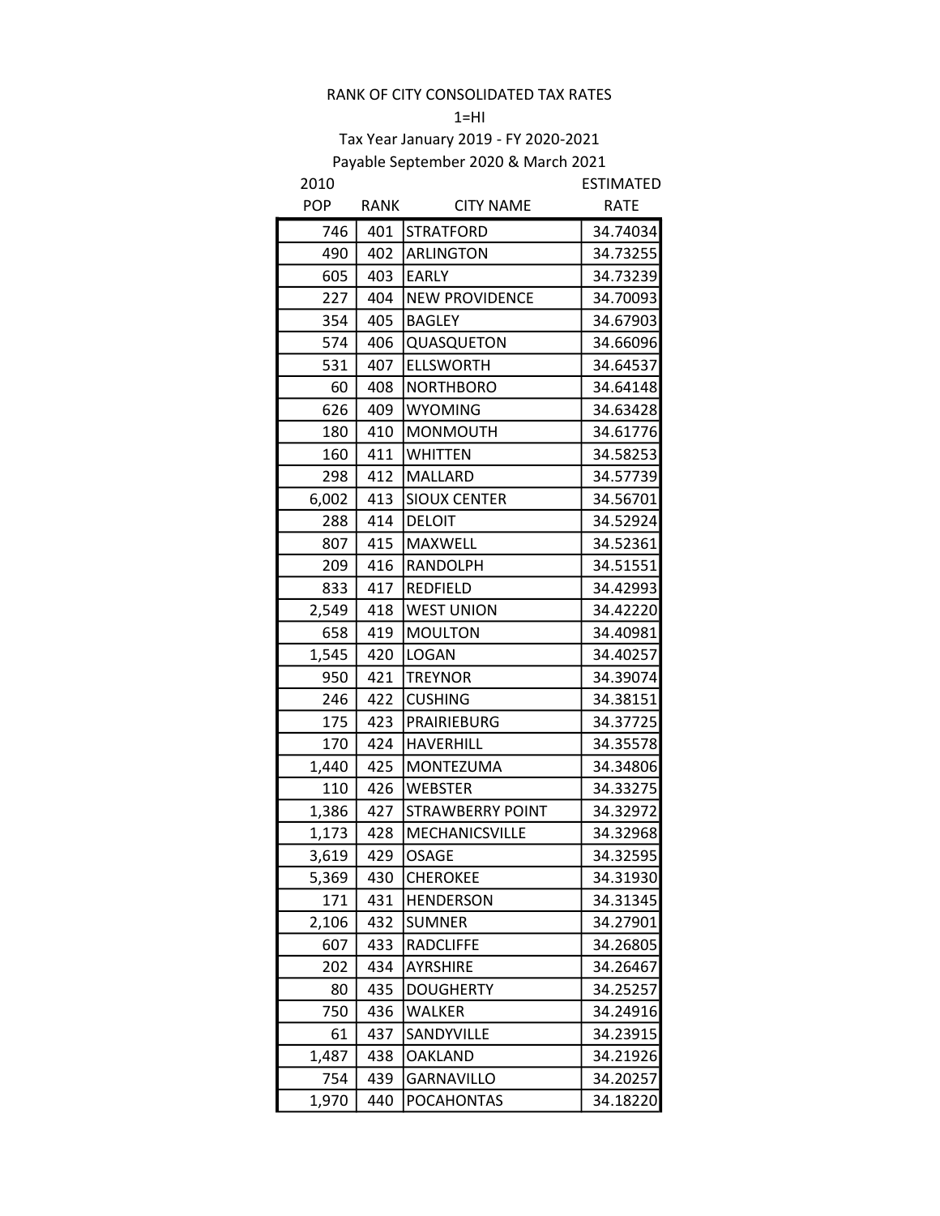RANK OF CITY CONSOLIDATED TAX RATES

1=HI

Tax Year January 2019 - FY 2020-2021

Payable September 2020 & March 2021

| 2010 POP | RANK | CITY NAME | ESTIMATED RATE |
|---|---|---|---|
| 746 | 401 | STRATFORD | 34.74034 |
| 490 | 402 | ARLINGTON | 34.73255 |
| 605 | 403 | EARLY | 34.73239 |
| 227 | 404 | NEW PROVIDENCE | 34.70093 |
| 354 | 405 | BAGLEY | 34.67903 |
| 574 | 406 | QUASQUETON | 34.66096 |
| 531 | 407 | ELLSWORTH | 34.64537 |
| 60 | 408 | NORTHBORO | 34.64148 |
| 626 | 409 | WYOMING | 34.63428 |
| 180 | 410 | MONMOUTH | 34.61776 |
| 160 | 411 | WHITTEN | 34.58253 |
| 298 | 412 | MALLARD | 34.57739 |
| 6,002 | 413 | SIOUX CENTER | 34.56701 |
| 288 | 414 | DELOIT | 34.52924 |
| 807 | 415 | MAXWELL | 34.52361 |
| 209 | 416 | RANDOLPH | 34.51551 |
| 833 | 417 | REDFIELD | 34.42993 |
| 2,549 | 418 | WEST UNION | 34.42220 |
| 658 | 419 | MOULTON | 34.40981 |
| 1,545 | 420 | LOGAN | 34.40257 |
| 950 | 421 | TREYNOR | 34.39074 |
| 246 | 422 | CUSHING | 34.38151 |
| 175 | 423 | PRAIRIEBURG | 34.37725 |
| 170 | 424 | HAVERHILL | 34.35578 |
| 1,440 | 425 | MONTEZUMA | 34.34806 |
| 110 | 426 | WEBSTER | 34.33275 |
| 1,386 | 427 | STRAWBERRY POINT | 34.32972 |
| 1,173 | 428 | MECHANICSVILLE | 34.32968 |
| 3,619 | 429 | OSAGE | 34.32595 |
| 5,369 | 430 | CHEROKEE | 34.31930 |
| 171 | 431 | HENDERSON | 34.31345 |
| 2,106 | 432 | SUMNER | 34.27901 |
| 607 | 433 | RADCLIFFE | 34.26805 |
| 202 | 434 | AYRSHIRE | 34.26467 |
| 80 | 435 | DOUGHERTY | 34.25257 |
| 750 | 436 | WALKER | 34.24916 |
| 61 | 437 | SANDYVILLE | 34.23915 |
| 1,487 | 438 | OAKLAND | 34.21926 |
| 754 | 439 | GARNAVILLO | 34.20257 |
| 1,970 | 440 | POCAHONTAS | 34.18220 |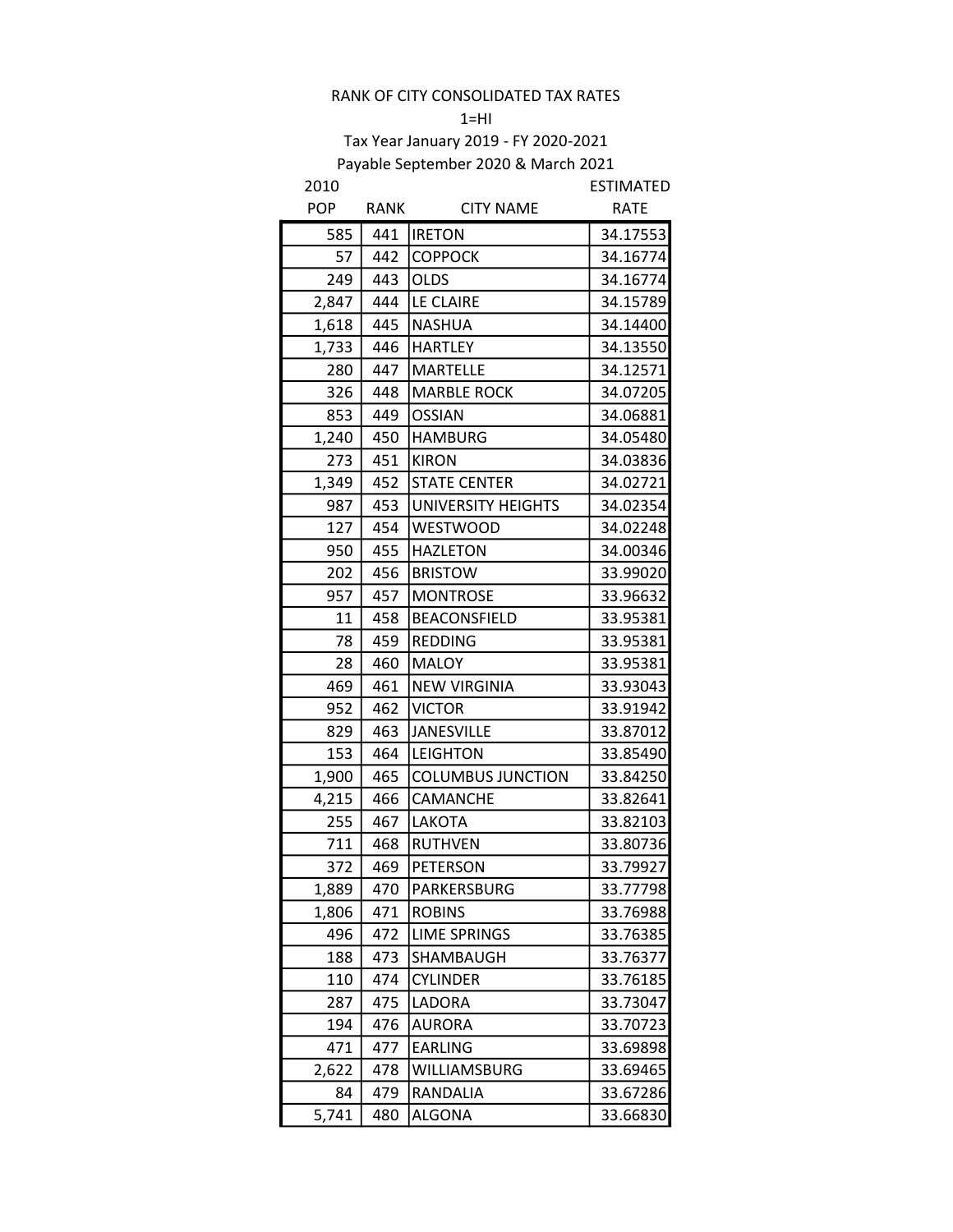RANK OF CITY CONSOLIDATED TAX RATES

1=HI

Tax Year January 2019 - FY 2020-2021

Payable September 2020 & March 2021

| 2010 POP | RANK | CITY NAME | ESTIMATED RATE |
|---|---|---|---|
| 585 | 441 | IRETON | 34.17553 |
| 57 | 442 | COPPOCK | 34.16774 |
| 249 | 443 | OLDS | 34.16774 |
| 2,847 | 444 | LE CLAIRE | 34.15789 |
| 1,618 | 445 | NASHUA | 34.14400 |
| 1,733 | 446 | HARTLEY | 34.13550 |
| 280 | 447 | MARTELLE | 34.12571 |
| 326 | 448 | MARBLE ROCK | 34.07205 |
| 853 | 449 | OSSIAN | 34.06881 |
| 1,240 | 450 | HAMBURG | 34.05480 |
| 273 | 451 | KIRON | 34.03836 |
| 1,349 | 452 | STATE CENTER | 34.02721 |
| 987 | 453 | UNIVERSITY HEIGHTS | 34.02354 |
| 127 | 454 | WESTWOOD | 34.02248 |
| 950 | 455 | HAZLETON | 34.00346 |
| 202 | 456 | BRISTOW | 33.99020 |
| 957 | 457 | MONTROSE | 33.96632 |
| 11 | 458 | BEACONSFIELD | 33.95381 |
| 78 | 459 | REDDING | 33.95381 |
| 28 | 460 | MALOY | 33.95381 |
| 469 | 461 | NEW VIRGINIA | 33.93043 |
| 952 | 462 | VICTOR | 33.91942 |
| 829 | 463 | JANESVILLE | 33.87012 |
| 153 | 464 | LEIGHTON | 33.85490 |
| 1,900 | 465 | COLUMBUS JUNCTION | 33.84250 |
| 4,215 | 466 | CAMANCHE | 33.82641 |
| 255 | 467 | LAKOTA | 33.82103 |
| 711 | 468 | RUTHVEN | 33.80736 |
| 372 | 469 | PETERSON | 33.79927 |
| 1,889 | 470 | PARKERSBURG | 33.77798 |
| 1,806 | 471 | ROBINS | 33.76988 |
| 496 | 472 | LIME SPRINGS | 33.76385 |
| 188 | 473 | SHAMBAUGH | 33.76377 |
| 110 | 474 | CYLINDER | 33.76185 |
| 287 | 475 | LADORA | 33.73047 |
| 194 | 476 | AURORA | 33.70723 |
| 471 | 477 | EARLING | 33.69898 |
| 2,622 | 478 | WILLIAMSBURG | 33.69465 |
| 84 | 479 | RANDALIA | 33.67286 |
| 5,741 | 480 | ALGONA | 33.66830 |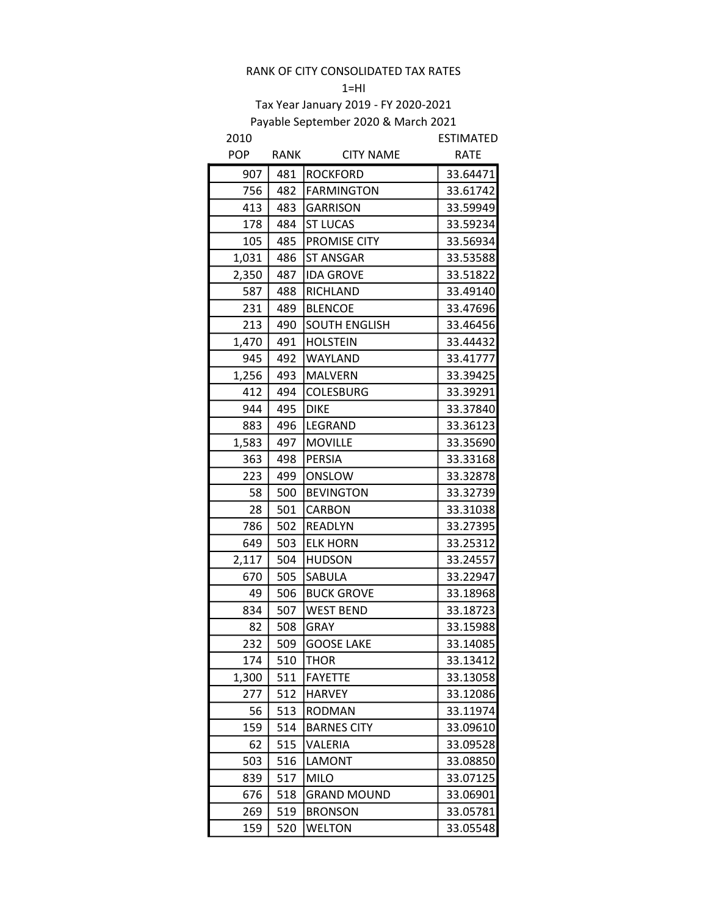RANK OF CITY CONSOLIDATED TAX RATES

1=HI

Tax Year January 2019 - FY 2020-2021

Payable September 2020 & March 2021

| 2010 POP | RANK | CITY NAME | ESTIMATED RATE |
|---|---|---|---|
| 907 | 481 | ROCKFORD | 33.64471 |
| 756 | 482 | FARMINGTON | 33.61742 |
| 413 | 483 | GARRISON | 33.59949 |
| 178 | 484 | ST LUCAS | 33.59234 |
| 105 | 485 | PROMISE CITY | 33.56934 |
| 1,031 | 486 | ST ANSGAR | 33.53588 |
| 2,350 | 487 | IDA GROVE | 33.51822 |
| 587 | 488 | RICHLAND | 33.49140 |
| 231 | 489 | BLENCOE | 33.47696 |
| 213 | 490 | SOUTH ENGLISH | 33.46456 |
| 1,470 | 491 | HOLSTEIN | 33.44432 |
| 945 | 492 | WAYLAND | 33.41777 |
| 1,256 | 493 | MALVERN | 33.39425 |
| 412 | 494 | COLESBURG | 33.39291 |
| 944 | 495 | DIKE | 33.37840 |
| 883 | 496 | LEGRAND | 33.36123 |
| 1,583 | 497 | MOVILLE | 33.35690 |
| 363 | 498 | PERSIA | 33.33168 |
| 223 | 499 | ONSLOW | 33.32878 |
| 58 | 500 | BEVINGTON | 33.32739 |
| 28 | 501 | CARBON | 33.31038 |
| 786 | 502 | READLYN | 33.27395 |
| 649 | 503 | ELK HORN | 33.25312 |
| 2,117 | 504 | HUDSON | 33.24557 |
| 670 | 505 | SABULA | 33.22947 |
| 49 | 506 | BUCK GROVE | 33.18968 |
| 834 | 507 | WEST BEND | 33.18723 |
| 82 | 508 | GRAY | 33.15988 |
| 232 | 509 | GOOSE LAKE | 33.14085 |
| 174 | 510 | THOR | 33.13412 |
| 1,300 | 511 | FAYETTE | 33.13058 |
| 277 | 512 | HARVEY | 33.12086 |
| 56 | 513 | RODMAN | 33.11974 |
| 159 | 514 | BARNES CITY | 33.09610 |
| 62 | 515 | VALERIA | 33.09528 |
| 503 | 516 | LAMONT | 33.08850 |
| 839 | 517 | MILO | 33.07125 |
| 676 | 518 | GRAND MOUND | 33.06901 |
| 269 | 519 | BRONSON | 33.05781 |
| 159 | 520 | WELTON | 33.05548 |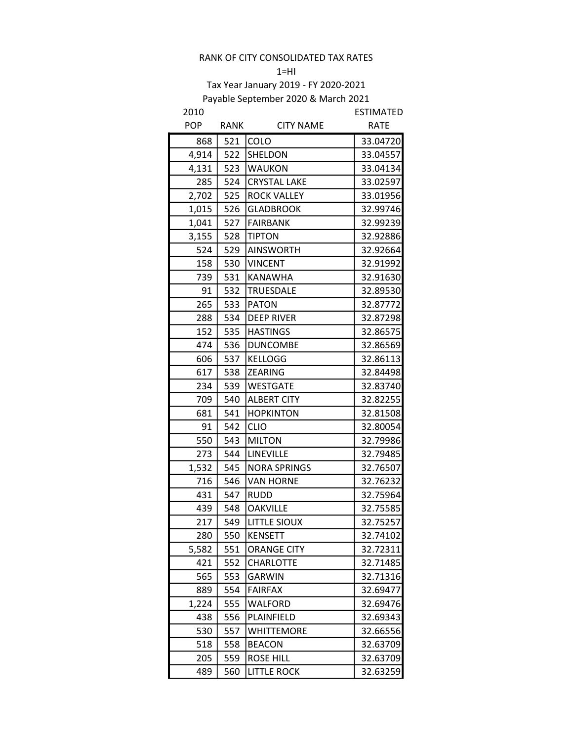RANK OF CITY CONSOLIDATED TAX RATES

1=HI

Tax Year January 2019 - FY 2020-2021

Payable September 2020 & March 2021

| 2010 POP | RANK | CITY NAME | ESTIMATED RATE |
|---|---|---|---|
| 868 | 521 | COLO | 33.04720 |
| 4,914 | 522 | SHELDON | 33.04557 |
| 4,131 | 523 | WAUKON | 33.04134 |
| 285 | 524 | CRYSTAL LAKE | 33.02597 |
| 2,702 | 525 | ROCK VALLEY | 33.01956 |
| 1,015 | 526 | GLADBROOK | 32.99746 |
| 1,041 | 527 | FAIRBANK | 32.99239 |
| 3,155 | 528 | TIPTON | 32.92886 |
| 524 | 529 | AINSWORTH | 32.92664 |
| 158 | 530 | VINCENT | 32.91992 |
| 739 | 531 | KANAWHA | 32.91630 |
| 91 | 532 | TRUESDALE | 32.89530 |
| 265 | 533 | PATON | 32.87772 |
| 288 | 534 | DEEP RIVER | 32.87298 |
| 152 | 535 | HASTINGS | 32.86575 |
| 474 | 536 | DUNCOMBE | 32.86569 |
| 606 | 537 | KELLOGG | 32.86113 |
| 617 | 538 | ZEARING | 32.84498 |
| 234 | 539 | WESTGATE | 32.83740 |
| 709 | 540 | ALBERT CITY | 32.82255 |
| 681 | 541 | HOPKINTON | 32.81508 |
| 91 | 542 | CLIO | 32.80054 |
| 550 | 543 | MILTON | 32.79986 |
| 273 | 544 | LINEVILLE | 32.79485 |
| 1,532 | 545 | NORA SPRINGS | 32.76507 |
| 716 | 546 | VAN HORNE | 32.76232 |
| 431 | 547 | RUDD | 32.75964 |
| 439 | 548 | OAKVILLE | 32.75585 |
| 217 | 549 | LITTLE SIOUX | 32.75257 |
| 280 | 550 | KENSETT | 32.74102 |
| 5,582 | 551 | ORANGE CITY | 32.72311 |
| 421 | 552 | CHARLOTTE | 32.71485 |
| 565 | 553 | GARWIN | 32.71316 |
| 889 | 554 | FAIRFAX | 32.69477 |
| 1,224 | 555 | WALFORD | 32.69476 |
| 438 | 556 | PLAINFIELD | 32.69343 |
| 530 | 557 | WHITTEMORE | 32.66556 |
| 518 | 558 | BEACON | 32.63709 |
| 205 | 559 | ROSE HILL | 32.63709 |
| 489 | 560 | LITTLE ROCK | 32.63259 |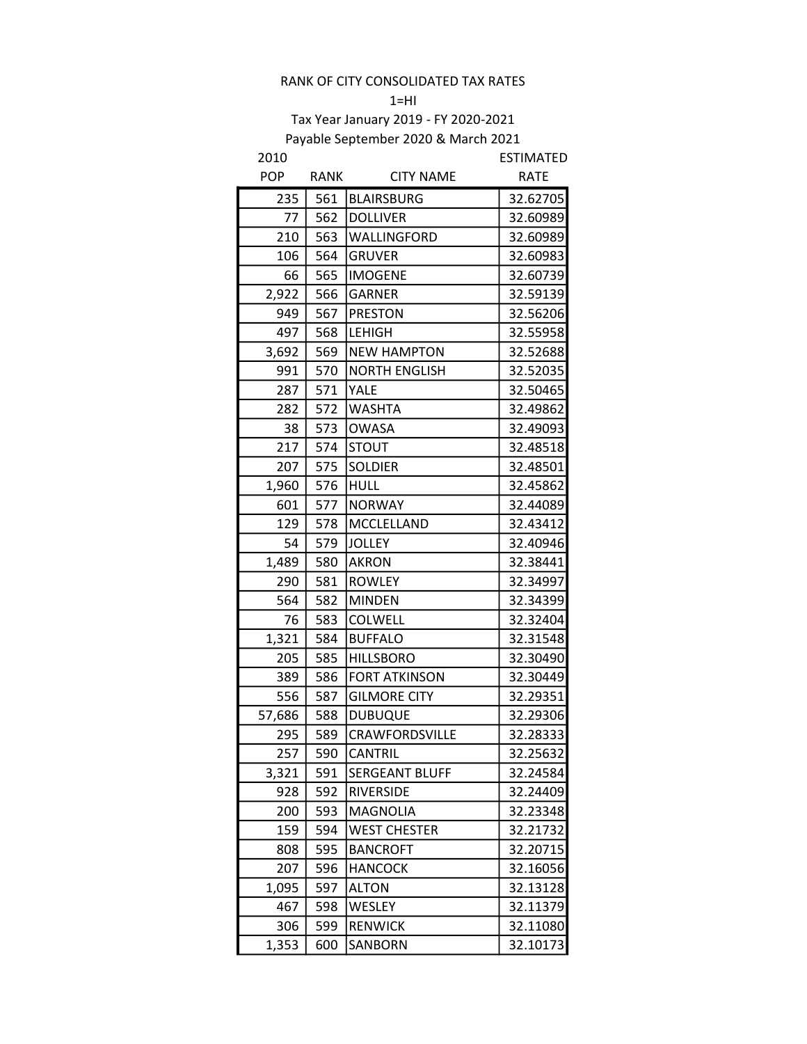RANK OF CITY CONSOLIDATED TAX RATES

1=HI

Tax Year January 2019 - FY 2020-2021

Payable September 2020 & March 2021

| 2010 POP | RANK | CITY NAME | ESTIMATED RATE |
|---|---|---|---|
| 235 | 561 | BLAIRSBURG | 32.62705 |
| 77 | 562 | DOLLIVER | 32.60989 |
| 210 | 563 | WALLINGFORD | 32.60989 |
| 106 | 564 | GRUVER | 32.60983 |
| 66 | 565 | IMOGENE | 32.60739 |
| 2,922 | 566 | GARNER | 32.59139 |
| 949 | 567 | PRESTON | 32.56206 |
| 497 | 568 | LEHIGH | 32.55958 |
| 3,692 | 569 | NEW HAMPTON | 32.52688 |
| 991 | 570 | NORTH ENGLISH | 32.52035 |
| 287 | 571 | YALE | 32.50465 |
| 282 | 572 | WASHTA | 32.49862 |
| 38 | 573 | OWASA | 32.49093 |
| 217 | 574 | STOUT | 32.48518 |
| 207 | 575 | SOLDIER | 32.48501 |
| 1,960 | 576 | HULL | 32.45862 |
| 601 | 577 | NORWAY | 32.44089 |
| 129 | 578 | MCCLELLAND | 32.43412 |
| 54 | 579 | JOLLEY | 32.40946 |
| 1,489 | 580 | AKRON | 32.38441 |
| 290 | 581 | ROWLEY | 32.34997 |
| 564 | 582 | MINDEN | 32.34399 |
| 76 | 583 | COLWELL | 32.32404 |
| 1,321 | 584 | BUFFALO | 32.31548 |
| 205 | 585 | HILLSBORO | 32.30490 |
| 389 | 586 | FORT ATKINSON | 32.30449 |
| 556 | 587 | GILMORE CITY | 32.29351 |
| 57,686 | 588 | DUBUQUE | 32.29306 |
| 295 | 589 | CRAWFORDSVILLE | 32.28333 |
| 257 | 590 | CANTRIL | 32.25632 |
| 3,321 | 591 | SERGEANT BLUFF | 32.24584 |
| 928 | 592 | RIVERSIDE | 32.24409 |
| 200 | 593 | MAGNOLIA | 32.23348 |
| 159 | 594 | WEST CHESTER | 32.21732 |
| 808 | 595 | BANCROFT | 32.20715 |
| 207 | 596 | HANCOCK | 32.16056 |
| 1,095 | 597 | ALTON | 32.13128 |
| 467 | 598 | WESLEY | 32.11379 |
| 306 | 599 | RENWICK | 32.11080 |
| 1,353 | 600 | SANBORN | 32.10173 |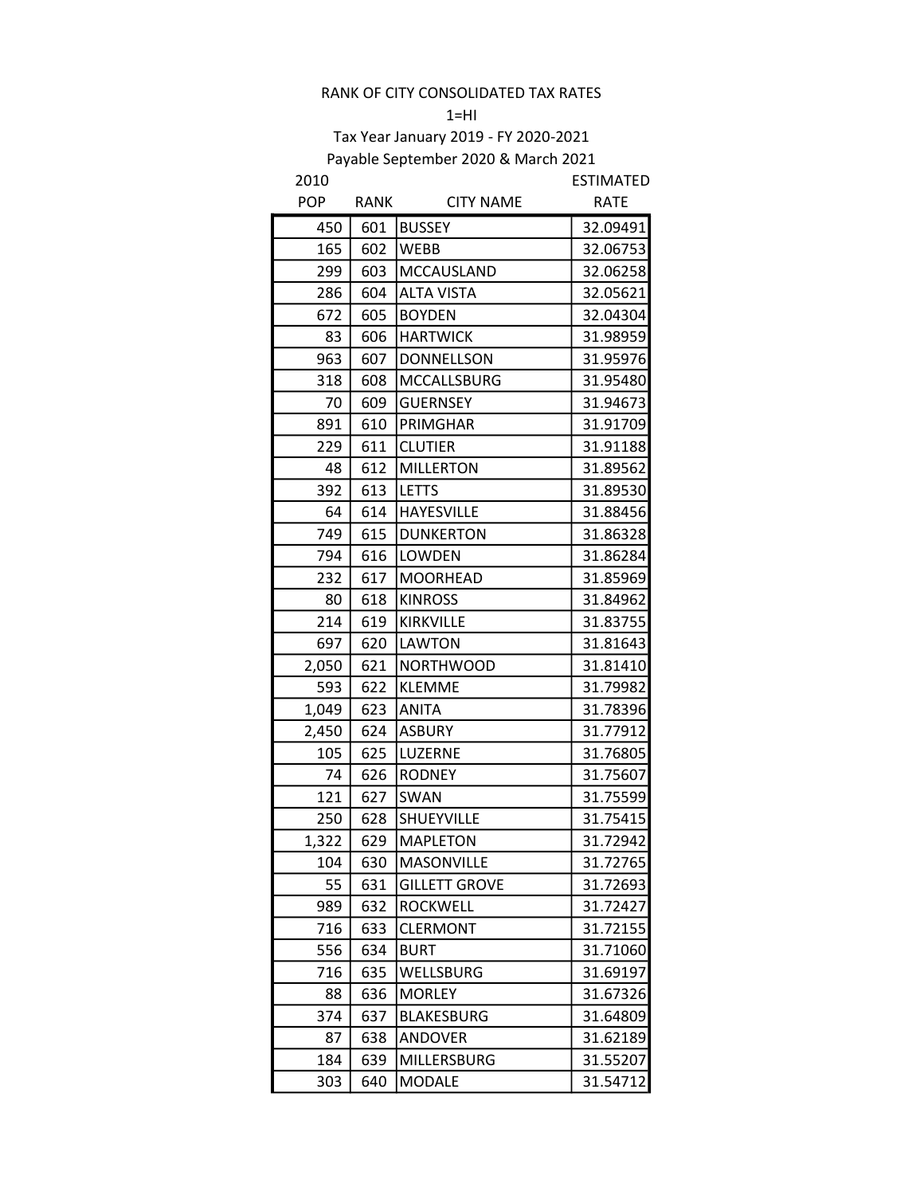RANK OF CITY CONSOLIDATED TAX RATES

1=HI

Tax Year January 2019 - FY 2020-2021

Payable September 2020 & March 2021

| 2010 POP | RANK | CITY NAME | ESTIMATED RATE |
|---|---|---|---|
| 450 | 601 | BUSSEY | 32.09491 |
| 165 | 602 | WEBB | 32.06753 |
| 299 | 603 | MCCAUSLAND | 32.06258 |
| 286 | 604 | ALTA VISTA | 32.05621 |
| 672 | 605 | BOYDEN | 32.04304 |
| 83 | 606 | HARTWICK | 31.98959 |
| 963 | 607 | DONNELLSON | 31.95976 |
| 318 | 608 | MCCALLSBURG | 31.95480 |
| 70 | 609 | GUERNSEY | 31.94673 |
| 891 | 610 | PRIMGHAR | 31.91709 |
| 229 | 611 | CLUTIER | 31.91188 |
| 48 | 612 | MILLERTON | 31.89562 |
| 392 | 613 | LETTS | 31.89530 |
| 64 | 614 | HAYESVILLE | 31.88456 |
| 749 | 615 | DUNKERTON | 31.86328 |
| 794 | 616 | LOWDEN | 31.86284 |
| 232 | 617 | MOORHEAD | 31.85969 |
| 80 | 618 | KINROSS | 31.84962 |
| 214 | 619 | KIRKVILLE | 31.83755 |
| 697 | 620 | LAWTON | 31.81643 |
| 2,050 | 621 | NORTHWOOD | 31.81410 |
| 593 | 622 | KLEMME | 31.79982 |
| 1,049 | 623 | ANITA | 31.78396 |
| 2,450 | 624 | ASBURY | 31.77912 |
| 105 | 625 | LUZERNE | 31.76805 |
| 74 | 626 | RODNEY | 31.75607 |
| 121 | 627 | SWAN | 31.75599 |
| 250 | 628 | SHUEYVILLE | 31.75415 |
| 1,322 | 629 | MAPLETON | 31.72942 |
| 104 | 630 | MASONVILLE | 31.72765 |
| 55 | 631 | GILLETT GROVE | 31.72693 |
| 989 | 632 | ROCKWELL | 31.72427 |
| 716 | 633 | CLERMONT | 31.72155 |
| 556 | 634 | BURT | 31.71060 |
| 716 | 635 | WELLSBURG | 31.69197 |
| 88 | 636 | MORLEY | 31.67326 |
| 374 | 637 | BLAKESBURG | 31.64809 |
| 87 | 638 | ANDOVER | 31.62189 |
| 184 | 639 | MILLERSBURG | 31.55207 |
| 303 | 640 | MODALE | 31.54712 |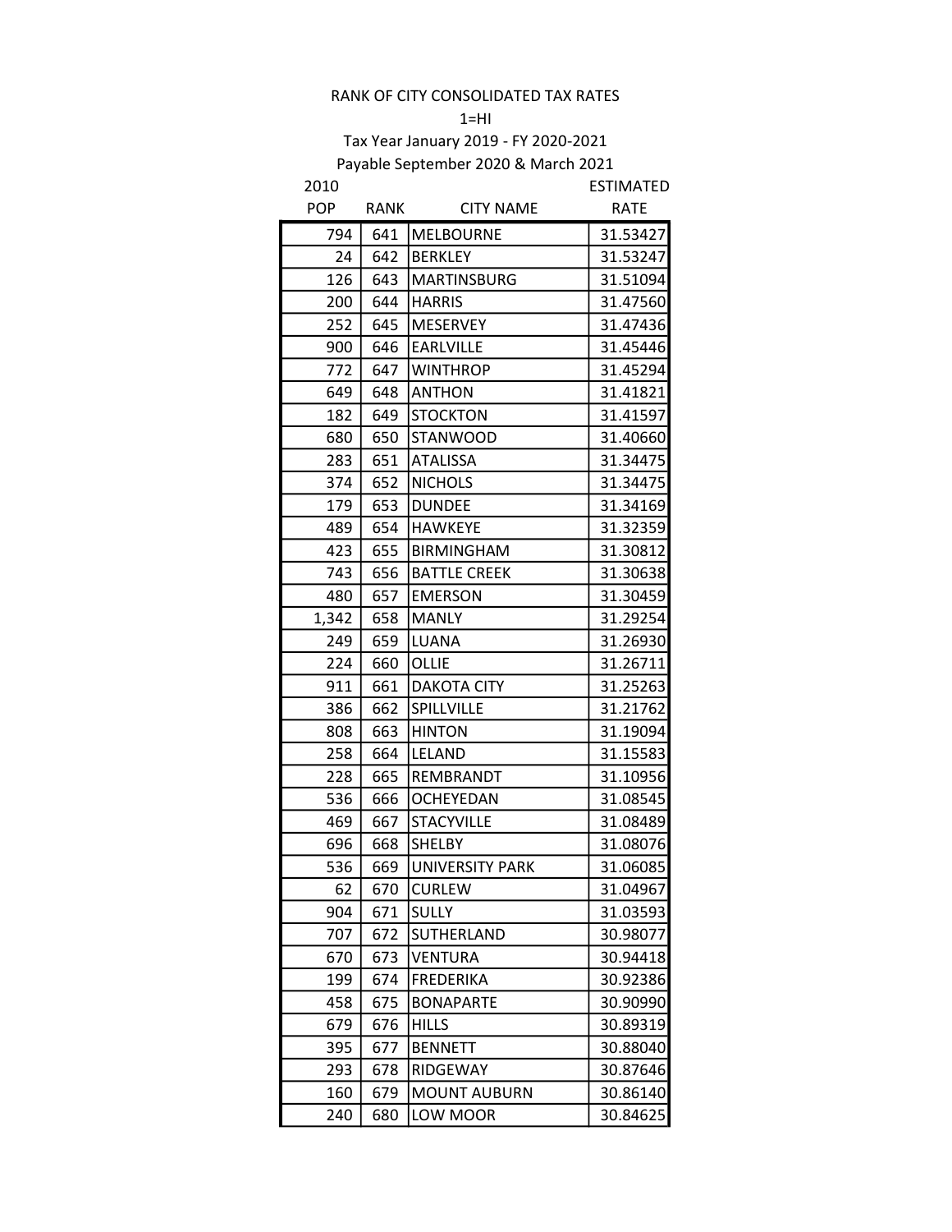RANK OF CITY CONSOLIDATED TAX RATES

1=HI

Tax Year January 2019 - FY 2020-2021

Payable September 2020 & March 2021

| 2010 POP | RANK | CITY NAME | ESTIMATED RATE |
|---|---|---|---|
| 794 | 641 | MELBOURNE | 31.53427 |
| 24 | 642 | BERKLEY | 31.53247 |
| 126 | 643 | MARTINSBURG | 31.51094 |
| 200 | 644 | HARRIS | 31.47560 |
| 252 | 645 | MESERVEY | 31.47436 |
| 900 | 646 | EARLVILLE | 31.45446 |
| 772 | 647 | WINTHROP | 31.45294 |
| 649 | 648 | ANTHON | 31.41821 |
| 182 | 649 | STOCKTON | 31.41597 |
| 680 | 650 | STANWOOD | 31.40660 |
| 283 | 651 | ATALISSA | 31.34475 |
| 374 | 652 | NICHOLS | 31.34475 |
| 179 | 653 | DUNDEE | 31.34169 |
| 489 | 654 | HAWKEYE | 31.32359 |
| 423 | 655 | BIRMINGHAM | 31.30812 |
| 743 | 656 | BATTLE CREEK | 31.30638 |
| 480 | 657 | EMERSON | 31.30459 |
| 1,342 | 658 | MANLY | 31.29254 |
| 249 | 659 | LUANA | 31.26930 |
| 224 | 660 | OLLIE | 31.26711 |
| 911 | 661 | DAKOTA CITY | 31.25263 |
| 386 | 662 | SPILLVILLE | 31.21762 |
| 808 | 663 | HINTON | 31.19094 |
| 258 | 664 | LELAND | 31.15583 |
| 228 | 665 | REMBRANDT | 31.10956 |
| 536 | 666 | OCHEYEDAN | 31.08545 |
| 469 | 667 | STACYVILLE | 31.08489 |
| 696 | 668 | SHELBY | 31.08076 |
| 536 | 669 | UNIVERSITY PARK | 31.06085 |
| 62 | 670 | CURLEW | 31.04967 |
| 904 | 671 | SULLY | 31.03593 |
| 707 | 672 | SUTHERLAND | 30.98077 |
| 670 | 673 | VENTURA | 30.94418 |
| 199 | 674 | FREDERIKA | 30.92386 |
| 458 | 675 | BONAPARTE | 30.90990 |
| 679 | 676 | HILLS | 30.89319 |
| 395 | 677 | BENNETT | 30.88040 |
| 293 | 678 | RIDGEWAY | 30.87646 |
| 160 | 679 | MOUNT AUBURN | 30.86140 |
| 240 | 680 | LOW MOOR | 30.84625 |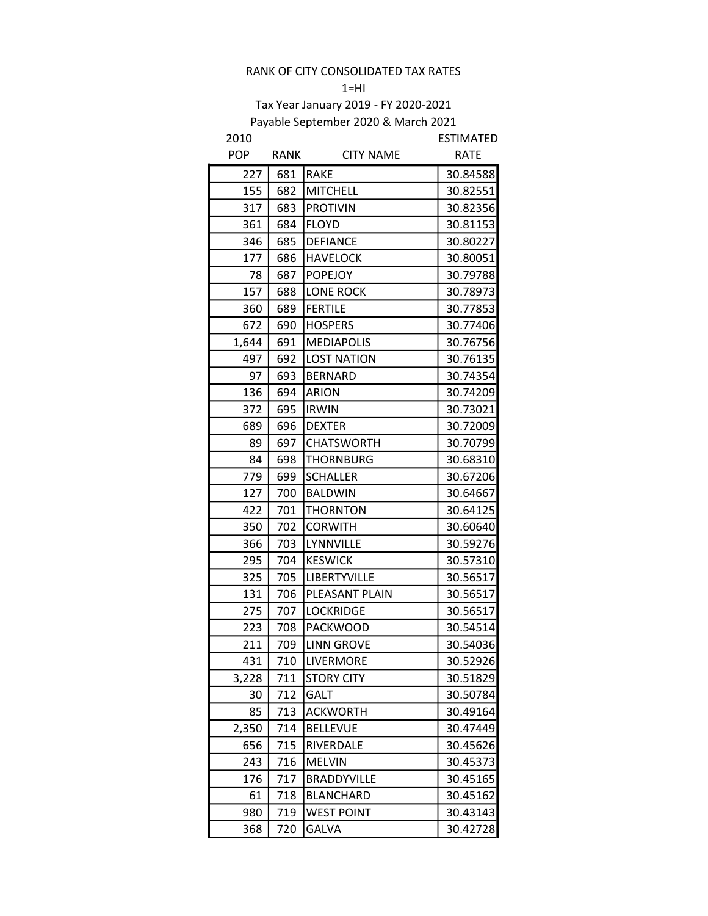RANK OF CITY CONSOLIDATED TAX RATES

1=HI

Tax Year January 2019 - FY 2020-2021

Payable September 2020 & March 2021

| 2010 POP | RANK | CITY NAME | ESTIMATED RATE |
|---|---|---|---|
| 227 | 681 | RAKE | 30.84588 |
| 155 | 682 | MITCHELL | 30.82551 |
| 317 | 683 | PROTIVIN | 30.82356 |
| 361 | 684 | FLOYD | 30.81153 |
| 346 | 685 | DEFIANCE | 30.80227 |
| 177 | 686 | HAVELOCK | 30.80051 |
| 78 | 687 | POPEJOY | 30.79788 |
| 157 | 688 | LONE ROCK | 30.78973 |
| 360 | 689 | FERTILE | 30.77853 |
| 672 | 690 | HOSPERS | 30.77406 |
| 1,644 | 691 | MEDIAPOLIS | 30.76756 |
| 497 | 692 | LOST NATION | 30.76135 |
| 97 | 693 | BERNARD | 30.74354 |
| 136 | 694 | ARION | 30.74209 |
| 372 | 695 | IRWIN | 30.73021 |
| 689 | 696 | DEXTER | 30.72009 |
| 89 | 697 | CHATSWORTH | 30.70799 |
| 84 | 698 | THORNBURG | 30.68310 |
| 779 | 699 | SCHALLER | 30.67206 |
| 127 | 700 | BALDWIN | 30.64667 |
| 422 | 701 | THORNTON | 30.64125 |
| 350 | 702 | CORWITH | 30.60640 |
| 366 | 703 | LYNNVILLE | 30.59276 |
| 295 | 704 | KESWICK | 30.57310 |
| 325 | 705 | LIBERTYVILLE | 30.56517 |
| 131 | 706 | PLEASANT PLAIN | 30.56517 |
| 275 | 707 | LOCKRIDGE | 30.56517 |
| 223 | 708 | PACKWOOD | 30.54514 |
| 211 | 709 | LINN GROVE | 30.54036 |
| 431 | 710 | LIVERMORE | 30.52926 |
| 3,228 | 711 | STORY CITY | 30.51829 |
| 30 | 712 | GALT | 30.50784 |
| 85 | 713 | ACKWORTH | 30.49164 |
| 2,350 | 714 | BELLEVUE | 30.47449 |
| 656 | 715 | RIVERDALE | 30.45626 |
| 243 | 716 | MELVIN | 30.45373 |
| 176 | 717 | BRADDYVILLE | 30.45165 |
| 61 | 718 | BLANCHARD | 30.45162 |
| 980 | 719 | WEST POINT | 30.43143 |
| 368 | 720 | GALVA | 30.42728 |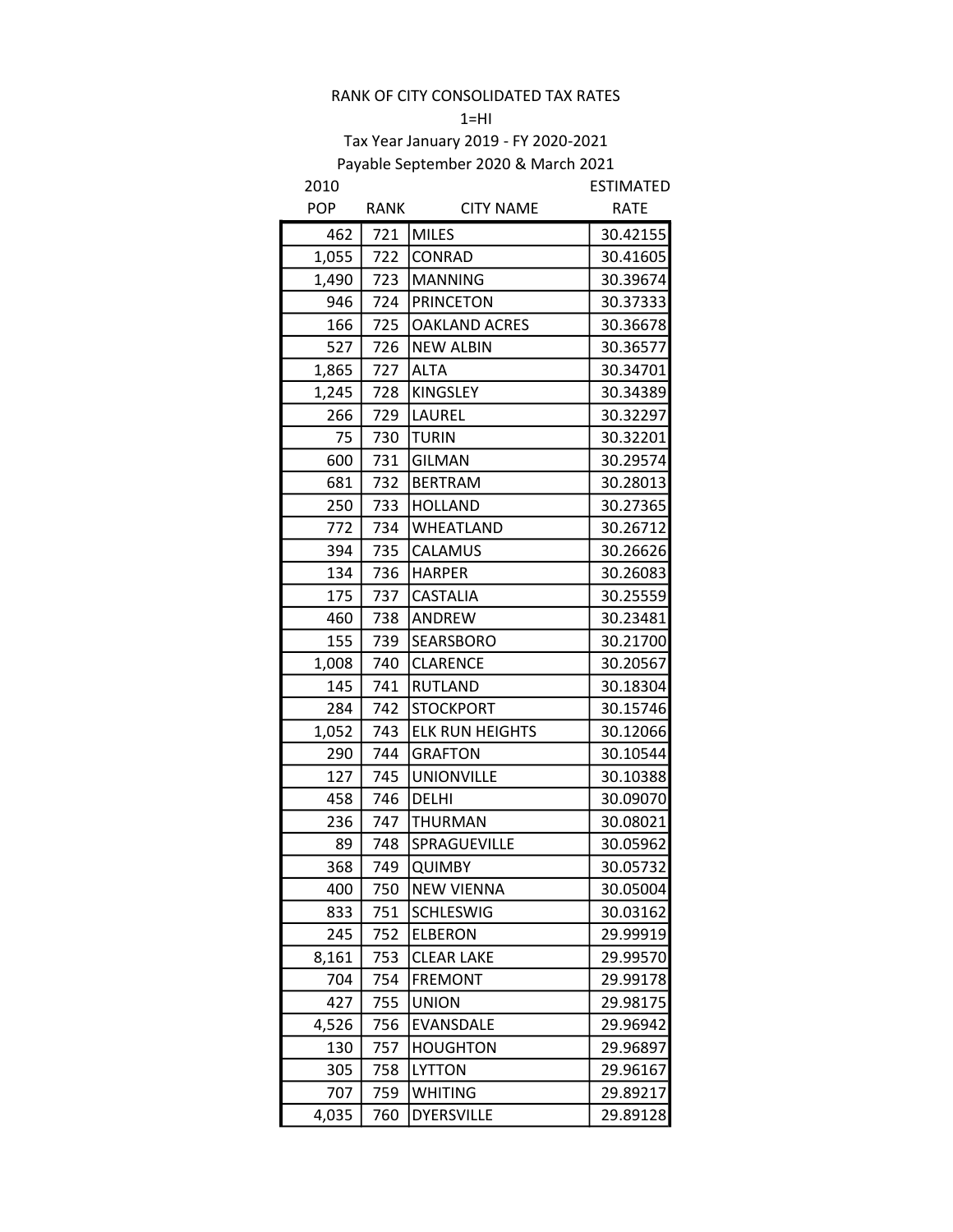RANK OF CITY CONSOLIDATED TAX RATES

1=HI

Tax Year January 2019 - FY 2020-2021

Payable September 2020 & March 2021

| 2010 POP | RANK | CITY NAME | ESTIMATED RATE |
|---|---|---|---|
| 462 | 721 | MILES | 30.42155 |
| 1,055 | 722 | CONRAD | 30.41605 |
| 1,490 | 723 | MANNING | 30.39674 |
| 946 | 724 | PRINCETON | 30.37333 |
| 166 | 725 | OAKLAND ACRES | 30.36678 |
| 527 | 726 | NEW ALBIN | 30.36577 |
| 1,865 | 727 | ALTA | 30.34701 |
| 1,245 | 728 | KINGSLEY | 30.34389 |
| 266 | 729 | LAUREL | 30.32297 |
| 75 | 730 | TURIN | 30.32201 |
| 600 | 731 | GILMAN | 30.29574 |
| 681 | 732 | BERTRAM | 30.28013 |
| 250 | 733 | HOLLAND | 30.27365 |
| 772 | 734 | WHEATLAND | 30.26712 |
| 394 | 735 | CALAMUS | 30.26626 |
| 134 | 736 | HARPER | 30.26083 |
| 175 | 737 | CASTALIA | 30.25559 |
| 460 | 738 | ANDREW | 30.23481 |
| 155 | 739 | SEARSBORO | 30.21700 |
| 1,008 | 740 | CLARENCE | 30.20567 |
| 145 | 741 | RUTLAND | 30.18304 |
| 284 | 742 | STOCKPORT | 30.15746 |
| 1,052 | 743 | ELK RUN HEIGHTS | 30.12066 |
| 290 | 744 | GRAFTON | 30.10544 |
| 127 | 745 | UNIONVILLE | 30.10388 |
| 458 | 746 | DELHI | 30.09070 |
| 236 | 747 | THURMAN | 30.08021 |
| 89 | 748 | SPRAGUEVILLE | 30.05962 |
| 368 | 749 | QUIMBY | 30.05732 |
| 400 | 750 | NEW VIENNA | 30.05004 |
| 833 | 751 | SCHLESWIG | 30.03162 |
| 245 | 752 | ELBERON | 29.99919 |
| 8,161 | 753 | CLEAR LAKE | 29.99570 |
| 704 | 754 | FREMONT | 29.99178 |
| 427 | 755 | UNION | 29.98175 |
| 4,526 | 756 | EVANSDALE | 29.96942 |
| 130 | 757 | HOUGHTON | 29.96897 |
| 305 | 758 | LYTTON | 29.96167 |
| 707 | 759 | WHITING | 29.89217 |
| 4,035 | 760 | DYERSVILLE | 29.89128 |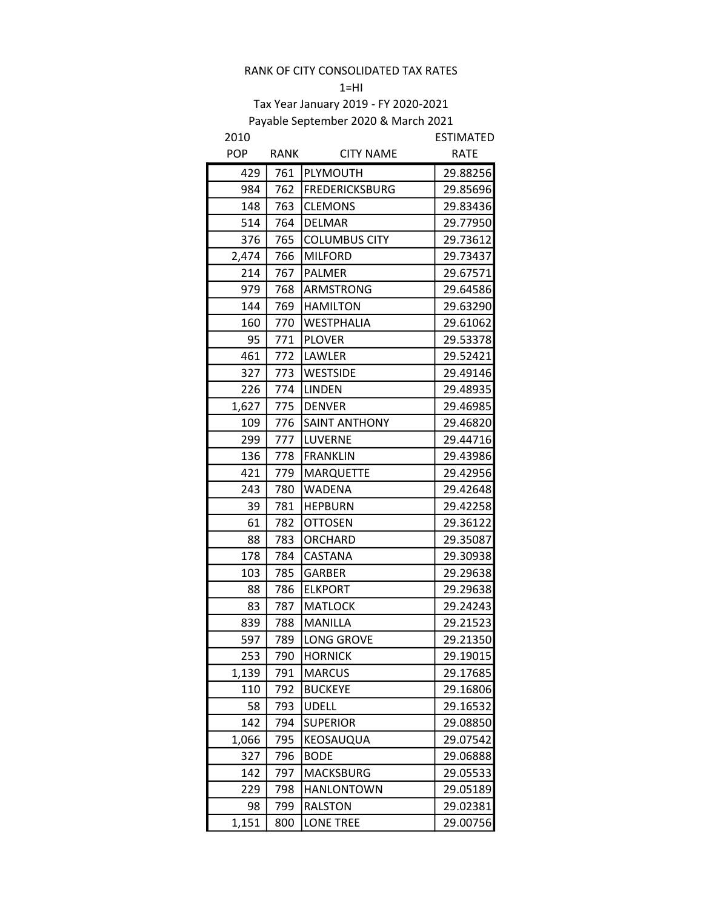RANK OF CITY CONSOLIDATED TAX RATES

1=HI

Tax Year January 2019 - FY 2020-2021

Payable September 2020 & March 2021

| 2010 POP | RANK | CITY NAME | ESTIMATED RATE |
|---|---|---|---|
| 429 | 761 | PLYMOUTH | 29.88256 |
| 984 | 762 | FREDERICKSBURG | 29.85696 |
| 148 | 763 | CLEMONS | 29.83436 |
| 514 | 764 | DELMAR | 29.77950 |
| 376 | 765 | COLUMBUS CITY | 29.73612 |
| 2,474 | 766 | MILFORD | 29.73437 |
| 214 | 767 | PALMER | 29.67571 |
| 979 | 768 | ARMSTRONG | 29.64586 |
| 144 | 769 | HAMILTON | 29.63290 |
| 160 | 770 | WESTPHALIA | 29.61062 |
| 95 | 771 | PLOVER | 29.53378 |
| 461 | 772 | LAWLER | 29.52421 |
| 327 | 773 | WESTSIDE | 29.49146 |
| 226 | 774 | LINDEN | 29.48935 |
| 1,627 | 775 | DENVER | 29.46985 |
| 109 | 776 | SAINT ANTHONY | 29.46820 |
| 299 | 777 | LUVERNE | 29.44716 |
| 136 | 778 | FRANKLIN | 29.43986 |
| 421 | 779 | MARQUETTE | 29.42956 |
| 243 | 780 | WADENA | 29.42648 |
| 39 | 781 | HEPBURN | 29.42258 |
| 61 | 782 | OTTOSEN | 29.36122 |
| 88 | 783 | ORCHARD | 29.35087 |
| 178 | 784 | CASTANA | 29.30938 |
| 103 | 785 | GARBER | 29.29638 |
| 88 | 786 | ELKPORT | 29.29638 |
| 83 | 787 | MATLOCK | 29.24243 |
| 839 | 788 | MANILLA | 29.21523 |
| 597 | 789 | LONG GROVE | 29.21350 |
| 253 | 790 | HORNICK | 29.19015 |
| 1,139 | 791 | MARCUS | 29.17685 |
| 110 | 792 | BUCKEYE | 29.16806 |
| 58 | 793 | UDELL | 29.16532 |
| 142 | 794 | SUPERIOR | 29.08850 |
| 1,066 | 795 | KEOSAUQUA | 29.07542 |
| 327 | 796 | BODE | 29.06888 |
| 142 | 797 | MACKSBURG | 29.05533 |
| 229 | 798 | HANLONTOWN | 29.05189 |
| 98 | 799 | RALSTON | 29.02381 |
| 1,151 | 800 | LONE TREE | 29.00756 |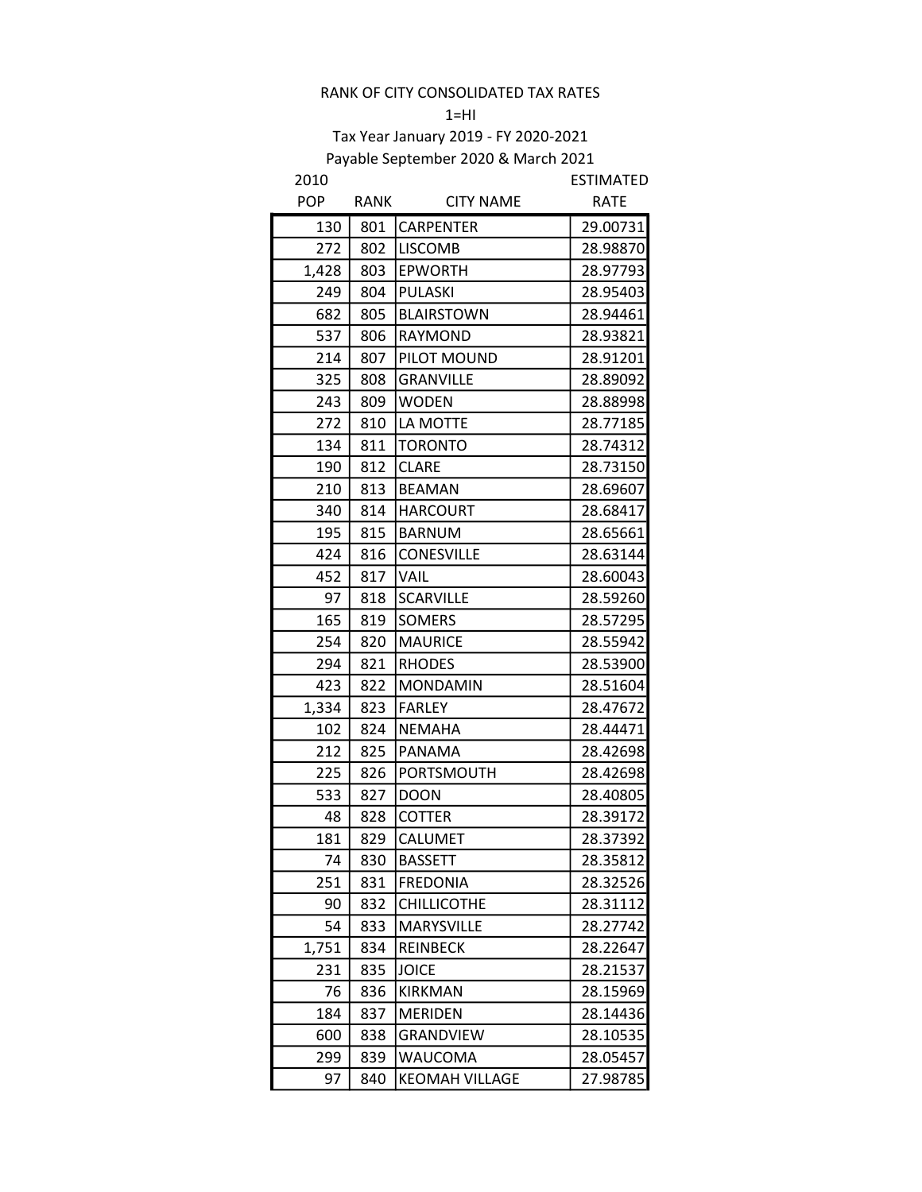RANK OF CITY CONSOLIDATED TAX RATES

1=HI

Tax Year January 2019 - FY 2020-2021

Payable September 2020 & March 2021

| 2010 POP | RANK | CITY NAME | ESTIMATED RATE |
|---|---|---|---|
| 130 | 801 | CARPENTER | 29.00731 |
| 272 | 802 | LISCOMB | 28.98870 |
| 1,428 | 803 | EPWORTH | 28.97793 |
| 249 | 804 | PULASKI | 28.95403 |
| 682 | 805 | BLAIRSTOWN | 28.94461 |
| 537 | 806 | RAYMOND | 28.93821 |
| 214 | 807 | PILOT MOUND | 28.91201 |
| 325 | 808 | GRANVILLE | 28.89092 |
| 243 | 809 | WODEN | 28.88998 |
| 272 | 810 | LA MOTTE | 28.77185 |
| 134 | 811 | TORONTO | 28.74312 |
| 190 | 812 | CLARE | 28.73150 |
| 210 | 813 | BEAMAN | 28.69607 |
| 340 | 814 | HARCOURT | 28.68417 |
| 195 | 815 | BARNUM | 28.65661 |
| 424 | 816 | CONESVILLE | 28.63144 |
| 452 | 817 | VAIL | 28.60043 |
| 97 | 818 | SCARVILLE | 28.59260 |
| 165 | 819 | SOMERS | 28.57295 |
| 254 | 820 | MAURICE | 28.55942 |
| 294 | 821 | RHODES | 28.53900 |
| 423 | 822 | MONDAMIN | 28.51604 |
| 1,334 | 823 | FARLEY | 28.47672 |
| 102 | 824 | NEMAHA | 28.44471 |
| 212 | 825 | PANAMA | 28.42698 |
| 225 | 826 | PORTSMOUTH | 28.42698 |
| 533 | 827 | DOON | 28.40805 |
| 48 | 828 | COTTER | 28.39172 |
| 181 | 829 | CALUMET | 28.37392 |
| 74 | 830 | BASSETT | 28.35812 |
| 251 | 831 | FREDONIA | 28.32526 |
| 90 | 832 | CHILLICOTHE | 28.31112 |
| 54 | 833 | MARYSVILLE | 28.27742 |
| 1,751 | 834 | REINBECK | 28.22647 |
| 231 | 835 | JOICE | 28.21537 |
| 76 | 836 | KIRKMAN | 28.15969 |
| 184 | 837 | MERIDEN | 28.14436 |
| 600 | 838 | GRANDVIEW | 28.10535 |
| 299 | 839 | WAUCOMA | 28.05457 |
| 97 | 840 | KEOMAH VILLAGE | 27.98785 |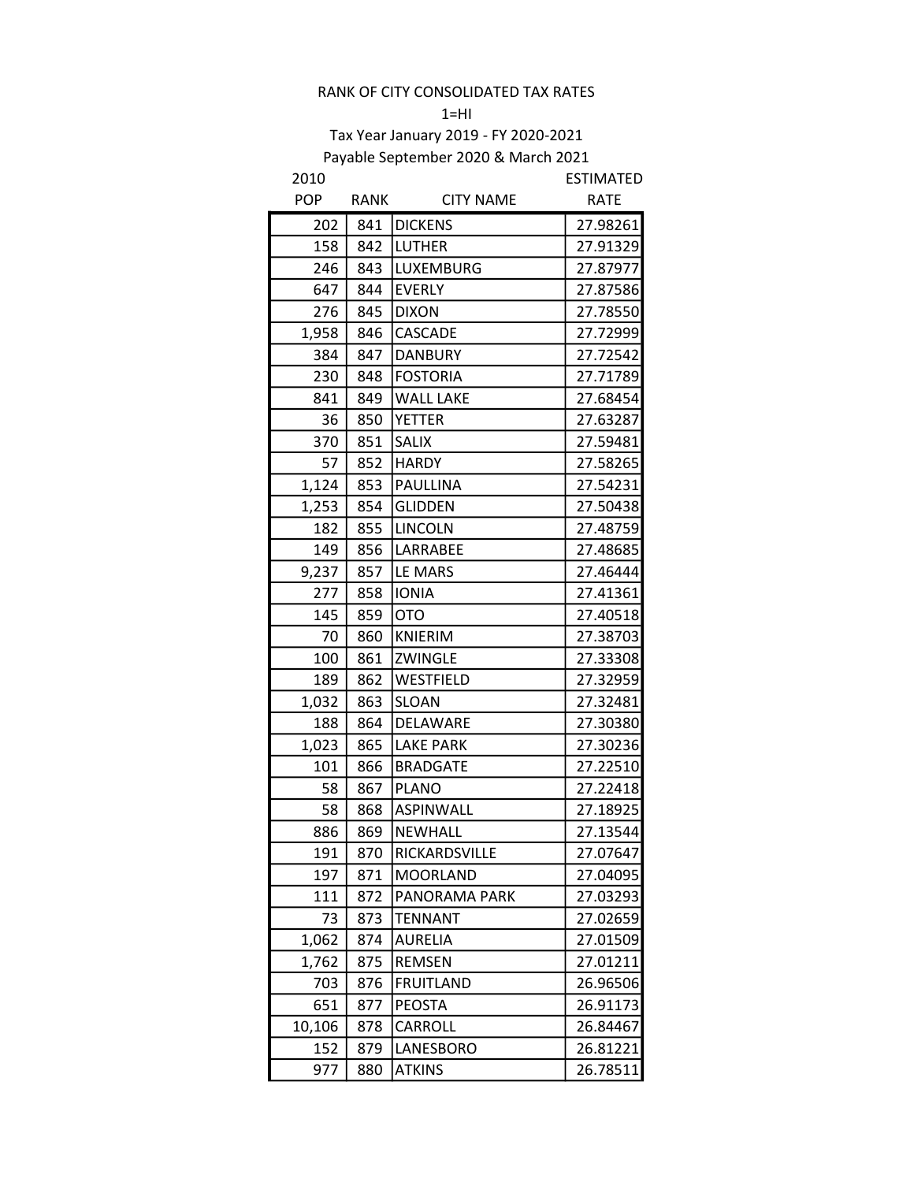RANK OF CITY CONSOLIDATED TAX RATES

1=HI

Tax Year January 2019 - FY 2020-2021

Payable September 2020 & March 2021

| 2010 POP | RANK | CITY NAME | ESTIMATED RATE |
|---|---|---|---|
| 202 | 841 | DICKENS | 27.98261 |
| 158 | 842 | LUTHER | 27.91329 |
| 246 | 843 | LUXEMBURG | 27.87977 |
| 647 | 844 | EVERLY | 27.87586 |
| 276 | 845 | DIXON | 27.78550 |
| 1,958 | 846 | CASCADE | 27.72999 |
| 384 | 847 | DANBURY | 27.72542 |
| 230 | 848 | FOSTORIA | 27.71789 |
| 841 | 849 | WALL LAKE | 27.68454 |
| 36 | 850 | YETTER | 27.63287 |
| 370 | 851 | SALIX | 27.59481 |
| 57 | 852 | HARDY | 27.58265 |
| 1,124 | 853 | PAULLINA | 27.54231 |
| 1,253 | 854 | GLIDDEN | 27.50438 |
| 182 | 855 | LINCOLN | 27.48759 |
| 149 | 856 | LARRABEE | 27.48685 |
| 9,237 | 857 | LE MARS | 27.46444 |
| 277 | 858 | IONIA | 27.41361 |
| 145 | 859 | OTO | 27.40518 |
| 70 | 860 | KNIERIM | 27.38703 |
| 100 | 861 | ZWINGLE | 27.33308 |
| 189 | 862 | WESTFIELD | 27.32959 |
| 1,032 | 863 | SLOAN | 27.32481 |
| 188 | 864 | DELAWARE | 27.30380 |
| 1,023 | 865 | LAKE PARK | 27.30236 |
| 101 | 866 | BRADGATE | 27.22510 |
| 58 | 867 | PLANO | 27.22418 |
| 58 | 868 | ASPINWALL | 27.18925 |
| 886 | 869 | NEWHALL | 27.13544 |
| 191 | 870 | RICKARDSVILLE | 27.07647 |
| 197 | 871 | MOORLAND | 27.04095 |
| 111 | 872 | PANORAMA PARK | 27.03293 |
| 73 | 873 | TENNANT | 27.02659 |
| 1,062 | 874 | AURELIA | 27.01509 |
| 1,762 | 875 | REMSEN | 27.01211 |
| 703 | 876 | FRUITLAND | 26.96506 |
| 651 | 877 | PEOSTA | 26.91173 |
| 10,106 | 878 | CARROLL | 26.84467 |
| 152 | 879 | LANESBORO | 26.81221 |
| 977 | 880 | ATKINS | 26.78511 |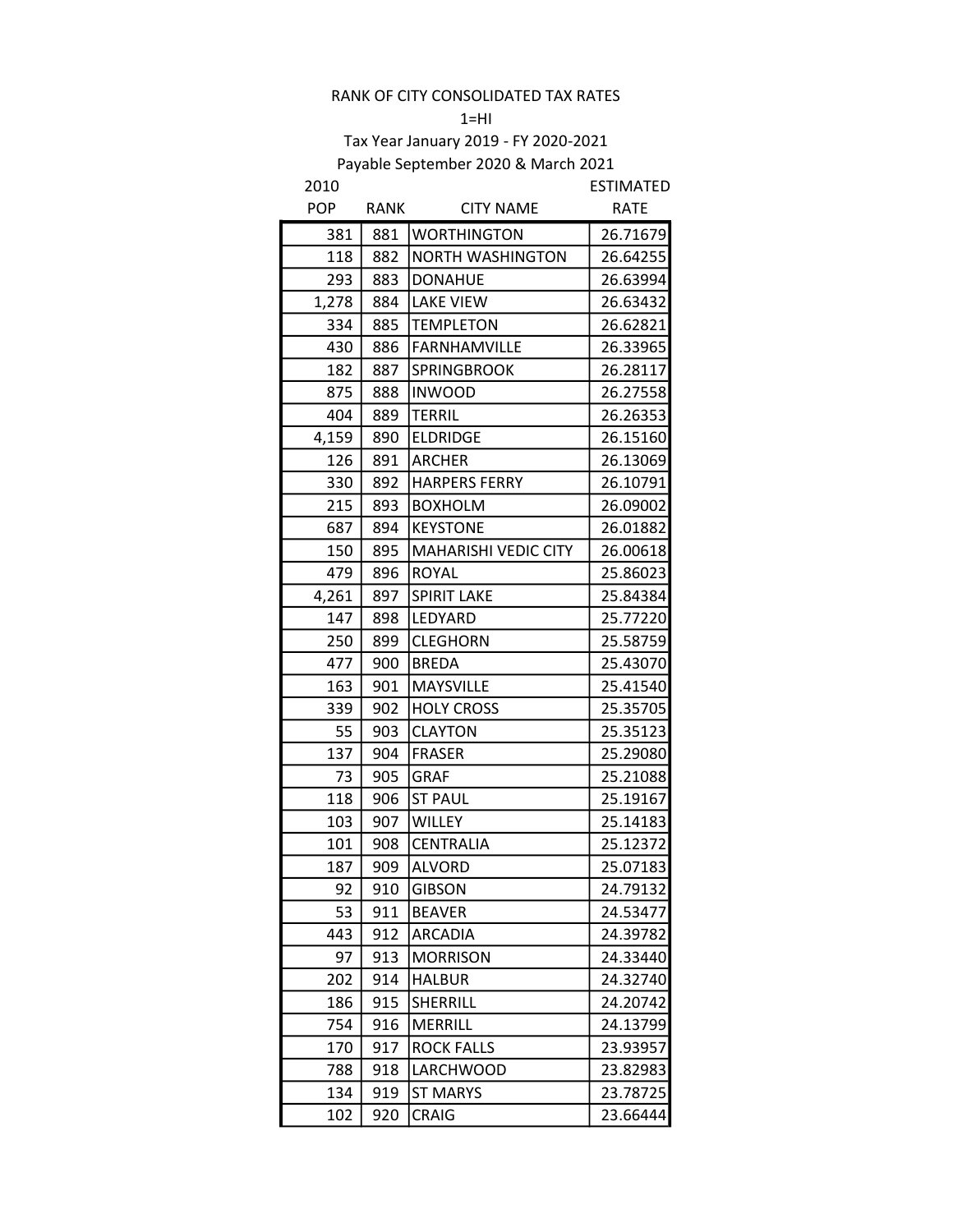RANK OF CITY CONSOLIDATED TAX RATES

1=HI

Tax Year January 2019 - FY 2020-2021

Payable September 2020 & March 2021

| 2010 POP | RANK | CITY NAME | ESTIMATED RATE |
|---|---|---|---|
| 381 | 881 | WORTHINGTON | 26.71679 |
| 118 | 882 | NORTH WASHINGTON | 26.64255 |
| 293 | 883 | DONAHUE | 26.63994 |
| 1,278 | 884 | LAKE VIEW | 26.63432 |
| 334 | 885 | TEMPLETON | 26.62821 |
| 430 | 886 | FARNHAMVILLE | 26.33965 |
| 182 | 887 | SPRINGBROOK | 26.28117 |
| 875 | 888 | INWOOD | 26.27558 |
| 404 | 889 | TERRIL | 26.26353 |
| 4,159 | 890 | ELDRIDGE | 26.15160 |
| 126 | 891 | ARCHER | 26.13069 |
| 330 | 892 | HARPERS FERRY | 26.10791 |
| 215 | 893 | BOXHOLM | 26.09002 |
| 687 | 894 | KEYSTONE | 26.01882 |
| 150 | 895 | MAHARISHI VEDIC CITY | 26.00618 |
| 479 | 896 | ROYAL | 25.86023 |
| 4,261 | 897 | SPIRIT LAKE | 25.84384 |
| 147 | 898 | LEDYARD | 25.77220 |
| 250 | 899 | CLEGHORN | 25.58759 |
| 477 | 900 | BREDA | 25.43070 |
| 163 | 901 | MAYSVILLE | 25.41540 |
| 339 | 902 | HOLY CROSS | 25.35705 |
| 55 | 903 | CLAYTON | 25.35123 |
| 137 | 904 | FRASER | 25.29080 |
| 73 | 905 | GRAF | 25.21088 |
| 118 | 906 | ST PAUL | 25.19167 |
| 103 | 907 | WILLEY | 25.14183 |
| 101 | 908 | CENTRALIA | 25.12372 |
| 187 | 909 | ALVORD | 25.07183 |
| 92 | 910 | GIBSON | 24.79132 |
| 53 | 911 | BEAVER | 24.53477 |
| 443 | 912 | ARCADIA | 24.39782 |
| 97 | 913 | MORRISON | 24.33440 |
| 202 | 914 | HALBUR | 24.32740 |
| 186 | 915 | SHERRILL | 24.20742 |
| 754 | 916 | MERRILL | 24.13799 |
| 170 | 917 | ROCK FALLS | 23.93957 |
| 788 | 918 | LARCHWOOD | 23.82983 |
| 134 | 919 | ST MARYS | 23.78725 |
| 102 | 920 | CRAIG | 23.66444 |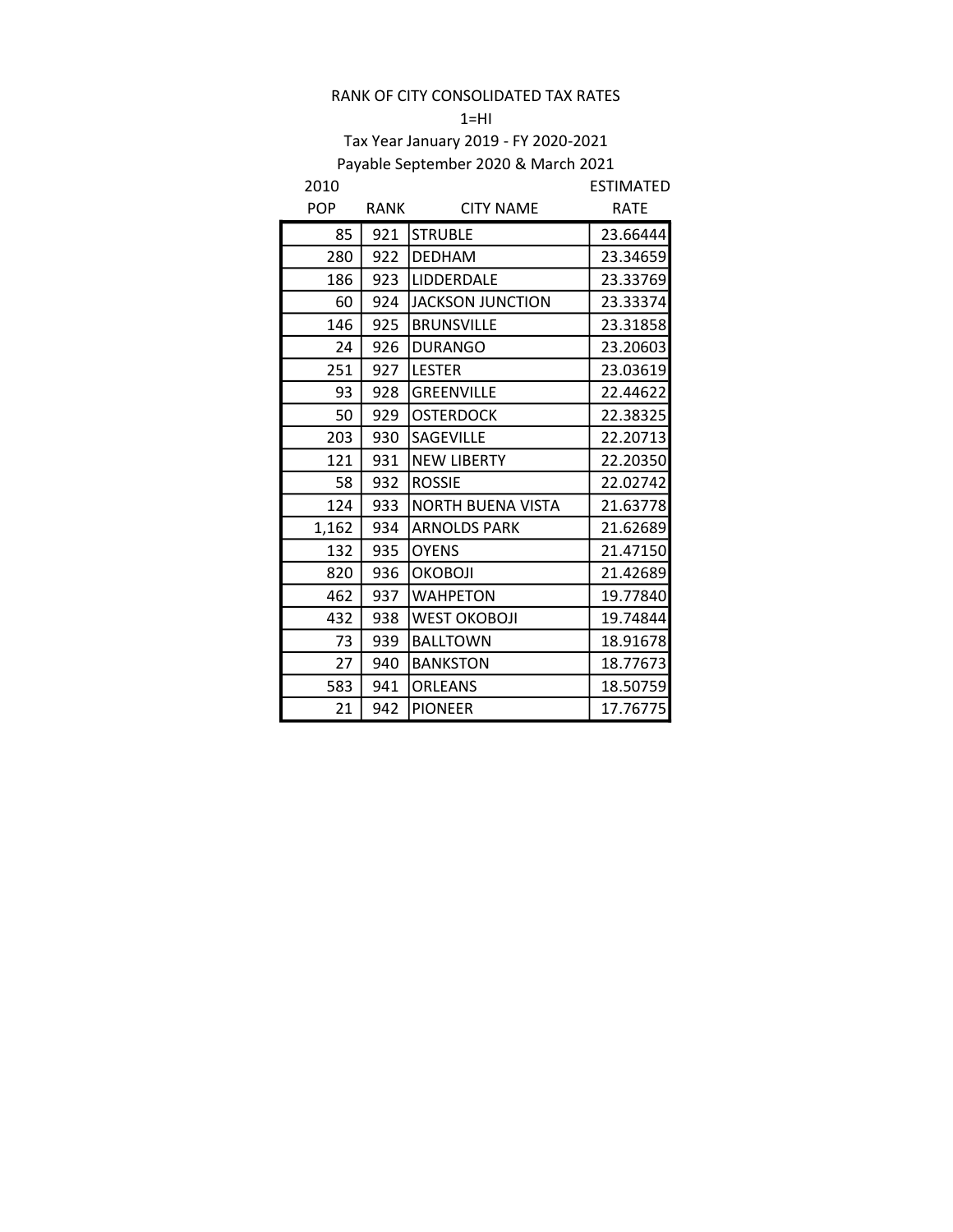RANK OF CITY CONSOLIDATED TAX RATES

1=HI

Tax Year January 2019 - FY 2020-2021

Payable September 2020 & March 2021

| 2010 POP | RANK | CITY NAME | ESTIMATED RATE |
|---|---|---|---|
| 85 | 921 | STRUBLE | 23.66444 |
| 280 | 922 | DEDHAM | 23.34659 |
| 186 | 923 | LIDDERDALE | 23.33769 |
| 60 | 924 | JACKSON JUNCTION | 23.33374 |
| 146 | 925 | BRUNSVILLE | 23.31858 |
| 24 | 926 | DURANGO | 23.20603 |
| 251 | 927 | LESTER | 23.03619 |
| 93 | 928 | GREENVILLE | 22.44622 |
| 50 | 929 | OSTERDOCK | 22.38325 |
| 203 | 930 | SAGEVILLE | 22.20713 |
| 121 | 931 | NEW LIBERTY | 22.20350 |
| 58 | 932 | ROSSIE | 22.02742 |
| 124 | 933 | NORTH BUENA VISTA | 21.63778 |
| 1,162 | 934 | ARNOLDS PARK | 21.62689 |
| 132 | 935 | OYENS | 21.47150 |
| 820 | 936 | OKOBOJI | 21.42689 |
| 462 | 937 | WAHPETON | 19.77840 |
| 432 | 938 | WEST OKOBOJI | 19.74844 |
| 73 | 939 | BALLTOWN | 18.91678 |
| 27 | 940 | BANKSTON | 18.77673 |
| 583 | 941 | ORLEANS | 18.50759 |
| 21 | 942 | PIONEER | 17.76775 |